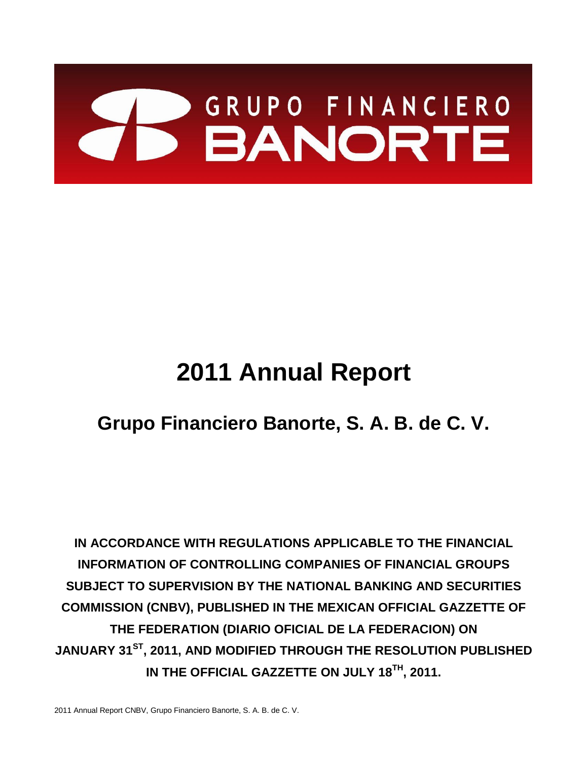GRUPO FINANCIERO BANORTE

# 2011 Annual Report

## Grupo Financiero Banorte, S. A. B. de C. V.

**IN ACCORDANCE WITH REGULATIONS APPLICABLE TO THE FINANCIAL INFORMATION OF CONTROLLING COMPANIES OF FINANCIAL GROUPS SUBJECT TO SUPERVISION BY THE NATIONAL BANKING AND SECURITIES COMMISSION (CNBV), PUBLISHED IN THE MEXICAN OFFICIAL GAZZETTE OF THE FEDERATION (DIARIO OFICIAL DE LA FEDERACION) ON JANUARY 31ST, 2011, AND MODIFIED THROUGH THE RESOLUTION PUBLISHED IN THE OFFICIAL GAZZETTE ON JULY 18TH, 2011.**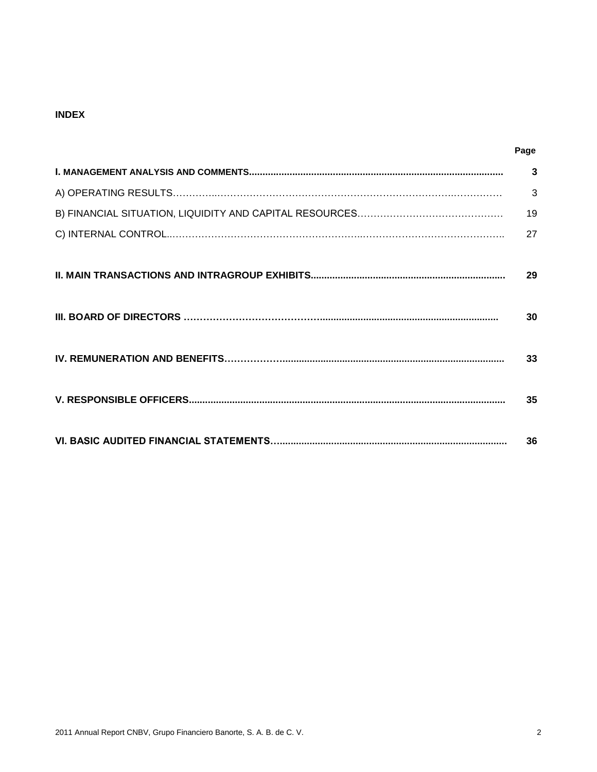**INDEX**

| | Page |
|---|---|
| **I. MANAGEMENT ANALYSIS AND COMMENTS** | **3** |
| A) OPERATING RESULTS | 3 |
| B) FINANCIAL SITUATION, LIQUIDITY AND CAPITAL RESOURCES | 19 |
| C) INTERNAL CONTROL | 27 |
| **II. MAIN TRANSACTIONS AND INTRAGROUP EXHIBITS** | **29** |
| **III. BOARD OF DIRECTORS** | **30** |
| **IV. REMUNERATION AND BENEFITS** | **33** |
| **V. RESPONSIBLE OFFICERS** | **35** |
| **VI. BASIC AUDITED FINANCIAL STATEMENTS** | **36** |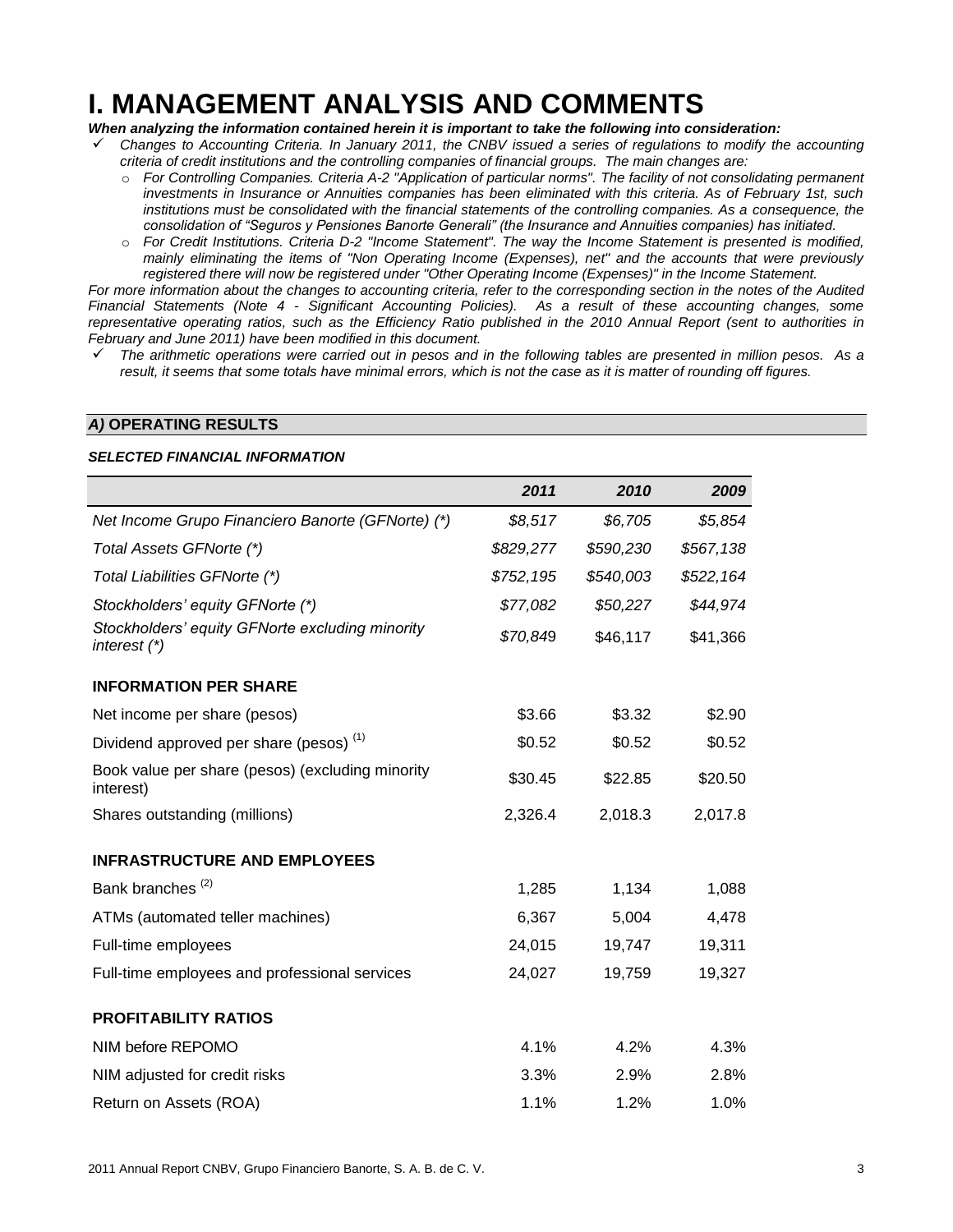# I. MANAGEMENT ANALYSIS AND COMMENTS

***When analyzing the information contained herein it is important to take the following into consideration:***

- *Changes to Accounting Criteria. In January 2011, the CNBV issued a series of regulations to modify the accounting criteria of credit institutions and the controlling companies of financial groups. The main changes are:*
  - *For Controlling Companies. Criteria A-2 "Application of particular norms". The facility of not consolidating permanent investments in Insurance or Annuities companies has been eliminated with this criteria. As of February 1st, such institutions must be consolidated with the financial statements of the controlling companies. As a consequence, the consolidation of "Seguros y Pensiones Banorte Generali" (the Insurance and Annuities companies) has initiated.*
  - *For Credit Institutions. Criteria D-2 "Income Statement". The way the Income Statement is presented is modified, mainly eliminating the items of "Non Operating Income (Expenses), net" and the accounts that were previously registered there will now be registered under "Other Operating Income (Expenses)" in the Income Statement.*

*For more information about the changes to accounting criteria, refer to the corresponding section in the notes of the Audited Financial Statements (Note 4 - Significant Accounting Policies). As a result of these accounting changes, some representative operating ratios, such as the Efficiency Ratio published in the 2010 Annual Report (sent to authorities in February and June 2011) have been modified in this document.*

- *The arithmetic operations were carried out in pesos and in the following tables are presented in million pesos. As a result, it seems that some totals have minimal errors, which is not the case as it is matter of rounding off figures.*

## *A)* OPERATING RESULTS

***SELECTED FINANCIAL INFORMATION***

| | *2011* | *2010* | *2009* |
|---|---|---|---|
| *Net Income Grupo Financiero Banorte (GFNorte) (\*)* | *$8,517* | *$6,705* | *$5,854* |
| *Total Assets GFNorte (\*)* | *$829,277* | *$590,230* | *$567,138* |
| *Total Liabilities GFNorte (\*)* | *$752,195* | *$540,003* | *$522,164* |
| *Stockholders' equity GFNorte (\*)* | *$77,082* | *$50,227* | *$44,974* |
| *Stockholders' equity GFNorte excluding minority interest (\*)* | *$70,849* | $46,117 | $41,366 |
| **INFORMATION PER SHARE** | | | |
| Net income per share (pesos) | $3.66 | $3.32 | $2.90 |
| Dividend approved per share (pesos) [(1)] | $0.52 | $0.52 | $0.52 |
| Book value per share (pesos) (excluding minority interest) | $30.45 | $22.85 | $20.50 |
| Shares outstanding (millions) | 2,326.4 | 2,018.3 | 2,017.8 |
| **INFRASTRUCTURE AND EMPLOYEES** | | | |
| Bank branches [(2)] | 1,285 | 1,134 | 1,088 |
| ATMs (automated teller machines) | 6,367 | 5,004 | 4,478 |
| Full-time employees | 24,015 | 19,747 | 19,311 |
| Full-time employees and professional services | 24,027 | 19,759 | 19,327 |
| **PROFITABILITY RATIOS** | | | |
| NIM before REPOMO | 4.1% | 4.2% | 4.3% |
| NIM adjusted for credit risks | 3.3% | 2.9% | 2.8% |
| Return on Assets (ROA) | 1.1% | 1.2% | 1.0% |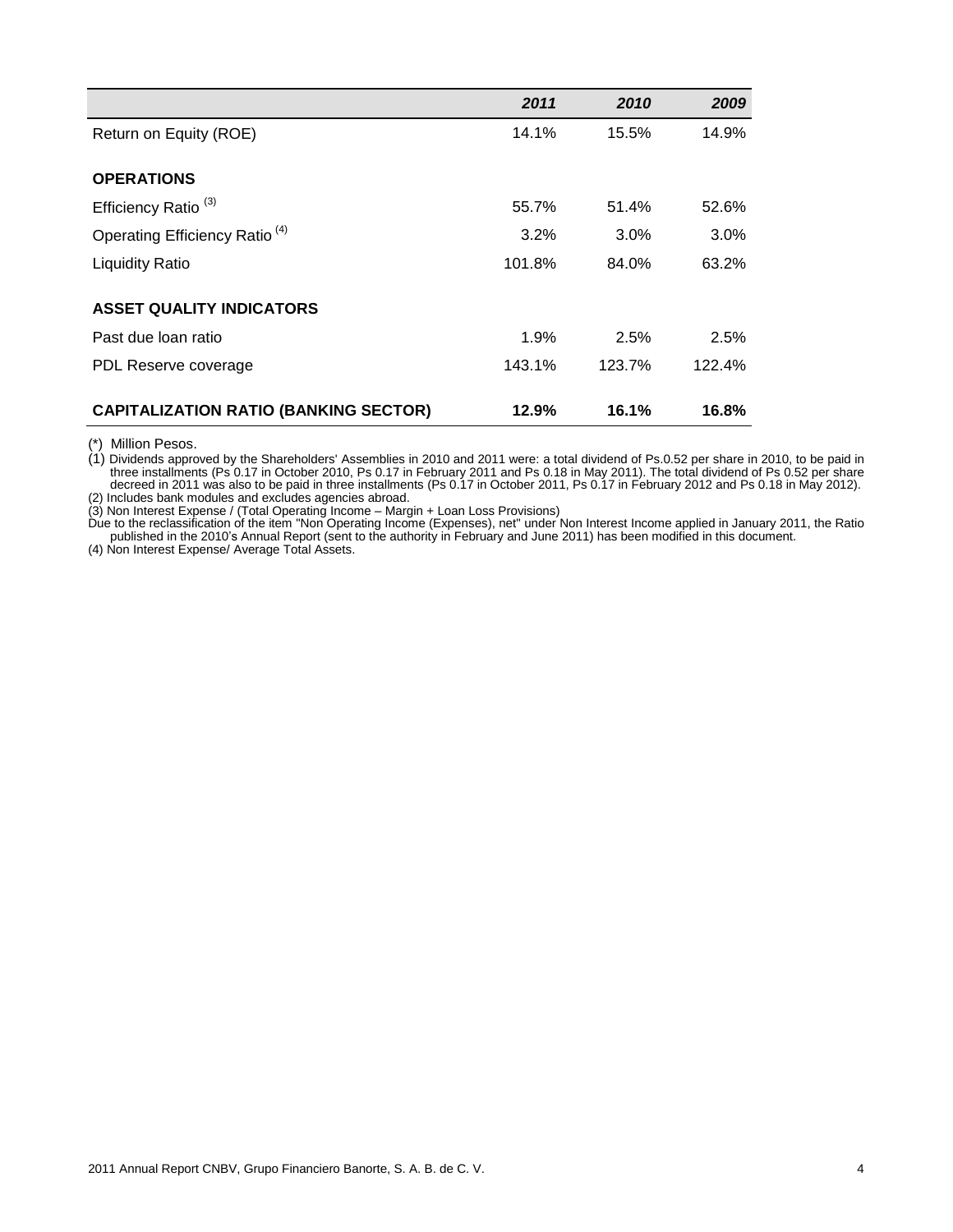| | 2011 | 2010 | 2009 |
|---|---|---|---|
| Return on Equity (ROE) | 14.1% | 15.5% | 14.9% |
| **OPERATIONS** | | | |
| Efficiency Ratio (3) | 55.7% | 51.4% | 52.6% |
| Operating Efficiency Ratio (4) | 3.2% | 3.0% | 3.0% |
| Liquidity Ratio | 101.8% | 84.0% | 63.2% |
| **ASSET QUALITY INDICATORS** | | | |
| Past due loan ratio | 1.9% | 2.5% | 2.5% |
| PDL Reserve coverage | 143.1% | 123.7% | 122.4% |
| **CAPITALIZATION RATIO (BANKING SECTOR)** | **12.9%** | **16.1%** | **16.8%** |

(*) Million Pesos.

(1) Dividends approved by the Shareholders' Assemblies in 2010 and 2011 were: a total dividend of Ps.0.52 per share in 2010, to be paid in three installments (Ps 0.17 in October 2010, Ps 0.17 in February 2011 and Ps 0.18 in May 2011). The total dividend of Ps 0.52 per share decreed in 2011 was also to be paid in three installments (Ps 0.17 in October 2011, Ps 0.17 in February 2012 and Ps 0.18 in May 2012).

(2) Includes bank modules and excludes agencies abroad.

(3) Non Interest Expense / (Total Operating Income – Margin + Loan Loss Provisions)

Due to the reclassification of the item "Non Operating Income (Expenses), net" under Non Interest Income applied in January 2011, the Ratio published in the 2010's Annual Report (sent to the authority in February and June 2011) has been modified in this document.

(4) Non Interest Expense/ Average Total Assets.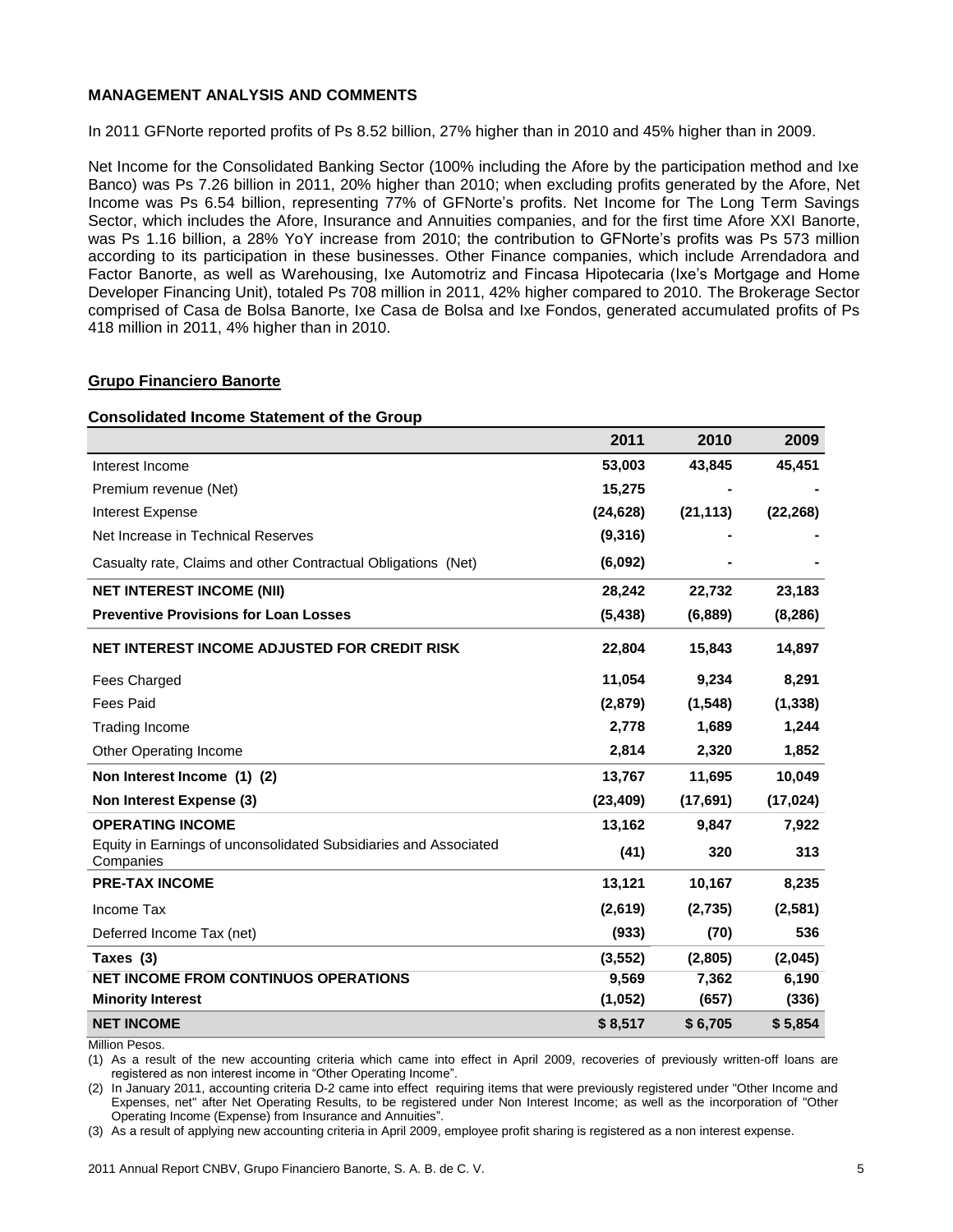## MANAGEMENT ANALYSIS AND COMMENTS

In 2011 GFNorte reported profits of Ps 8.52 billion, 27% higher than in 2010 and 45% higher than in 2009.

Net Income for the Consolidated Banking Sector (100% including the Afore by the participation method and Ixe Banco) was Ps 7.26 billion in 2011, 20% higher than 2010; when excluding profits generated by the Afore, Net Income was Ps 6.54 billion, representing 77% of GFNorte's profits. Net Income for The Long Term Savings Sector, which includes the Afore, Insurance and Annuities companies, and for the first time Afore XXI Banorte, was Ps 1.16 billion, a 28% YoY increase from 2010; the contribution to GFNorte's profits was Ps 573 million according to its participation in these businesses. Other Finance companies, which include Arrendadora and Factor Banorte, as well as Warehousing, Ixe Automotriz and Fincasa Hipotecaria (Ixe's Mortgage and Home Developer Financing Unit), totaled Ps 708 million in 2011, 42% higher compared to 2010. The Brokerage Sector comprised of Casa de Bolsa Banorte, Ixe Casa de Bolsa and Ixe Fondos, generated accumulated profits of Ps 418 million in 2011, 4% higher than in 2010.

### Grupo Financiero Banorte

**Consolidated Income Statement of the Group**

| | 2011 | 2010 | 2009 |
|---|---|---|---|
| Interest Income | 53,003 | 43,845 | 45,451 |
| Premium revenue (Net) | 15,275 | - | - |
| Interest Expense | (24,628) | (21,113) | (22,268) |
| Net Increase in Technical Reserves | (9,316) | - | - |
| Casualty rate, Claims and other Contractual Obligations (Net) | (6,092) | - | - |
| **NET INTEREST INCOME (NII)** | **28,242** | **22,732** | **23,183** |
| **Preventive Provisions for Loan Losses** | **(5,438)** | **(6,889)** | **(8,286)** |
| **NET INTEREST INCOME ADJUSTED FOR CREDIT RISK** | **22,804** | **15,843** | **14,897** |
| Fees Charged | 11,054 | 9,234 | 8,291 |
| Fees Paid | (2,879) | (1,548) | (1,338) |
| Trading Income | 2,778 | 1,689 | 1,244 |
| Other Operating Income | 2,814 | 2,320 | 1,852 |
| **Non Interest Income (1) (2)** | **13,767** | **11,695** | **10,049** |
| **Non Interest Expense (3)** | **(23,409)** | **(17,691)** | **(17,024)** |
| **OPERATING INCOME** | **13,162** | **9,847** | **7,922** |
| Equity in Earnings of unconsolidated Subsidiaries and Associated Companies | (41) | 320 | 313 |
| **PRE-TAX INCOME** | **13,121** | **10,167** | **8,235** |
| Income Tax | (2,619) | (2,735) | (2,581) |
| Deferred Income Tax (net) | (933) | (70) | 536 |
| **Taxes (3)** | **(3,552)** | **(2,805)** | **(2,045)** |
| **NET INCOME FROM CONTINUOS OPERATIONS** | **9,569** | **7,362** | **6,190** |
| **Minority Interest** | **(1,052)** | **(657)** | **(336)** |
| **NET INCOME** | **$ 8,517** | **$ 6,705** | **$ 5,854** |

Million Pesos.

(1) As a result of the new accounting criteria which came into effect in April 2009, recoveries of previously written-off loans are registered as non interest income in "Other Operating Income".

(2) In January 2011, accounting criteria D-2 came into effect requiring items that were previously registered under "Other Income and Expenses, net" after Net Operating Results, to be registered under Non Interest Income; as well as the incorporation of "Other Operating Income (Expense) from Insurance and Annuities".

(3) As a result of applying new accounting criteria in April 2009, employee profit sharing is registered as a non interest expense.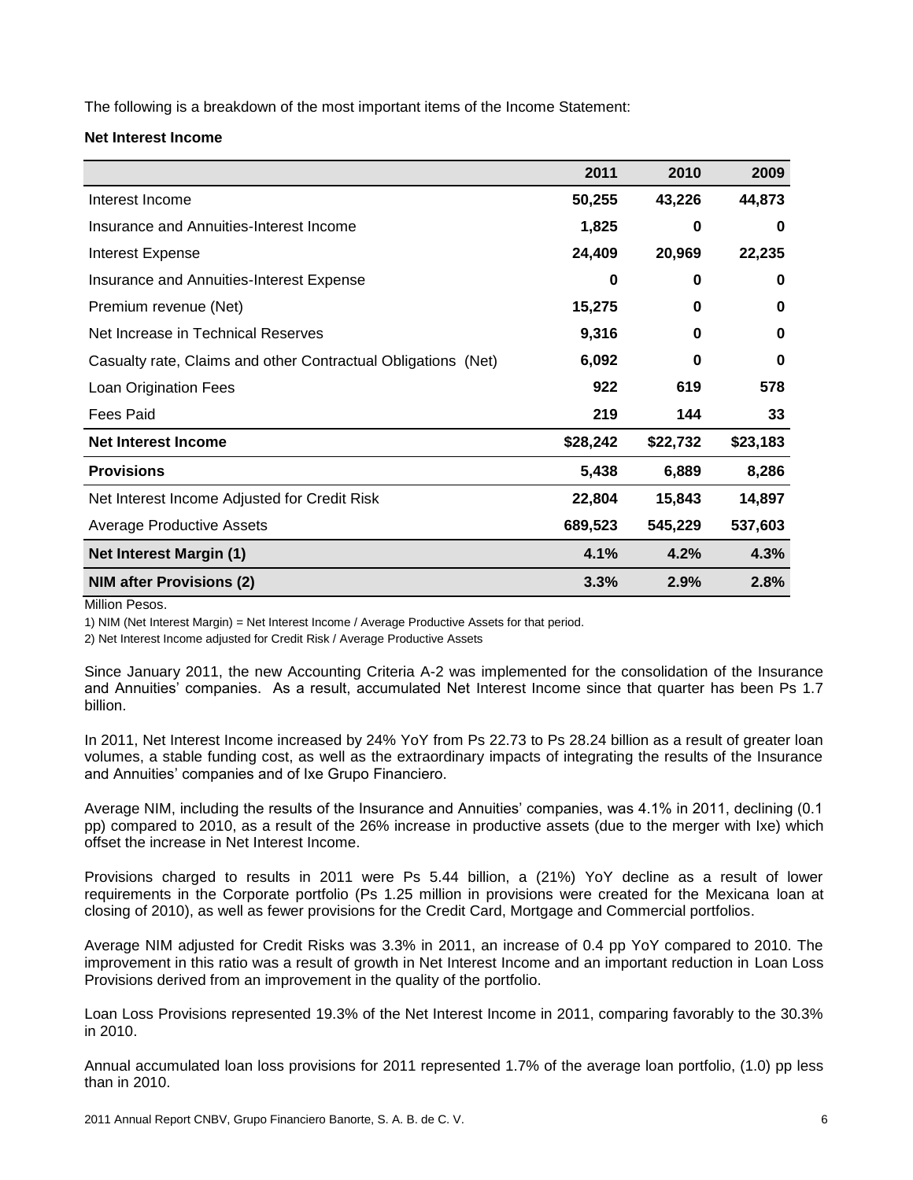The following is a breakdown of the most important items of the Income Statement:

**Net Interest Income**

| | 2011 | 2010 | 2009 |
|---|---|---|---|
| Interest Income | **50,255** | **43,226** | **44,873** |
| Insurance and Annuities-Interest Income | **1,825** | **0** | **0** |
| Interest Expense | **24,409** | **20,969** | **22,235** |
| Insurance and Annuities-Interest Expense | **0** | **0** | **0** |
| Premium revenue (Net) | **15,275** | **0** | **0** |
| Net Increase in Technical Reserves | **9,316** | **0** | **0** |
| Casualty rate, Claims and other Contractual Obligations (Net) | **6,092** | **0** | **0** |
| Loan Origination Fees | **922** | **619** | **578** |
| Fees Paid | **219** | **144** | **33** |
| **Net Interest Income** | **$28,242** | **$22,732** | **$23,183** |
| **Provisions** | **5,438** | **6,889** | **8,286** |
| Net Interest Income Adjusted for Credit Risk | **22,804** | **15,843** | **14,897** |
| Average Productive Assets | **689,523** | **545,229** | **537,603** |
| **Net Interest Margin (1)** | **4.1%** | **4.2%** | **4.3%** |
| **NIM after Provisions (2)** | **3.3%** | **2.9%** | **2.8%** |

Million Pesos.

1) NIM (Net Interest Margin) = Net Interest Income / Average Productive Assets for that period.

2) Net Interest Income adjusted for Credit Risk / Average Productive Assets

Since January 2011, the new Accounting Criteria A-2 was implemented for the consolidation of the Insurance and Annuities' companies. As a result, accumulated Net Interest Income since that quarter has been Ps 1.7 billion.

In 2011, Net Interest Income increased by 24% YoY from Ps 22.73 to Ps 28.24 billion as a result of greater loan volumes, a stable funding cost, as well as the extraordinary impacts of integrating the results of the Insurance and Annuities' companies and of Ixe Grupo Financiero.

Average NIM, including the results of the Insurance and Annuities' companies, was 4.1% in 2011, declining (0.1 pp) compared to 2010, as a result of the 26% increase in productive assets (due to the merger with Ixe) which offset the increase in Net Interest Income.

Provisions charged to results in 2011 were Ps 5.44 billion, a (21%) YoY decline as a result of lower requirements in the Corporate portfolio (Ps 1.25 million in provisions were created for the Mexicana loan at closing of 2010), as well as fewer provisions for the Credit Card, Mortgage and Commercial portfolios.

Average NIM adjusted for Credit Risks was 3.3% in 2011, an increase of 0.4 pp YoY compared to 2010. The improvement in this ratio was a result of growth in Net Interest Income and an important reduction in Loan Loss Provisions derived from an improvement in the quality of the portfolio.

Loan Loss Provisions represented 19.3% of the Net Interest Income in 2011, comparing favorably to the 30.3% in 2010.

Annual accumulated loan loss provisions for 2011 represented 1.7% of the average loan portfolio, (1.0) pp less than in 2010.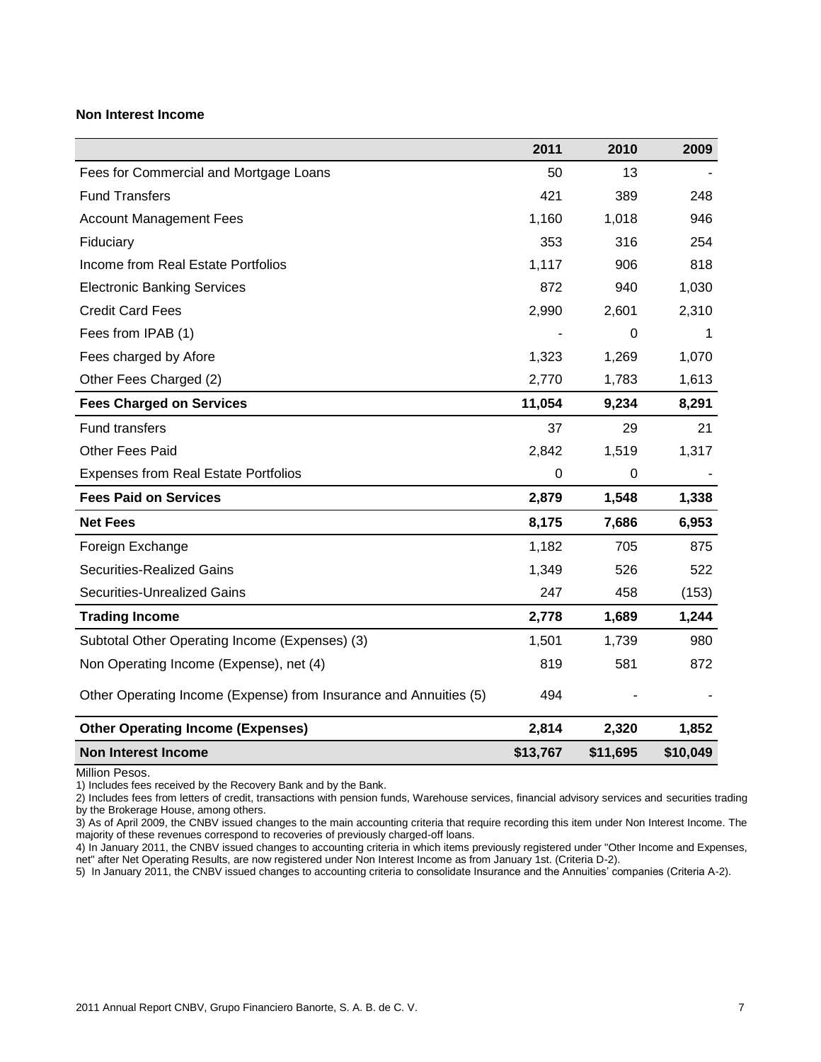**Non Interest Income**

| | 2011 | 2010 | 2009 |
|---|---|---|---|
| Fees for Commercial and Mortgage Loans | 50 | 13 | - |
| Fund Transfers | 421 | 389 | 248 |
| Account Management Fees | 1,160 | 1,018 | 946 |
| Fiduciary | 353 | 316 | 254 |
| Income from Real Estate Portfolios | 1,117 | 906 | 818 |
| Electronic Banking Services | 872 | 940 | 1,030 |
| Credit Card Fees | 2,990 | 2,601 | 2,310 |
| Fees from IPAB (1) | - | 0 | 1 |
| Fees charged by Afore | 1,323 | 1,269 | 1,070 |
| Other Fees Charged (2) | 2,770 | 1,783 | 1,613 |
| **Fees Charged on Services** | **11,054** | **9,234** | **8,291** |
| Fund transfers | 37 | 29 | 21 |
| Other Fees Paid | 2,842 | 1,519 | 1,317 |
| Expenses from Real Estate Portfolios | 0 | 0 | - |
| **Fees Paid on Services** | **2,879** | **1,548** | **1,338** |
| **Net Fees** | **8,175** | **7,686** | **6,953** |
| Foreign Exchange | 1,182 | 705 | 875 |
| Securities-Realized Gains | 1,349 | 526 | 522 |
| Securities-Unrealized Gains | 247 | 458 | (153) |
| **Trading Income** | **2,778** | **1,689** | **1,244** |
| Subtotal Other Operating Income (Expenses) (3) | 1,501 | 1,739 | 980 |
| Non Operating Income (Expense), net (4) | 819 | 581 | 872 |
| Other Operating Income (Expense) from Insurance and Annuities (5) | 494 | - | - |
| **Other Operating Income (Expenses)** | **2,814** | **2,320** | **1,852** |
| **Non Interest Income** | **$13,767** | **$11,695** | **$10,049** |

Million Pesos.

1) Includes fees received by the Recovery Bank and by the Bank.

2) Includes fees from letters of credit, transactions with pension funds, Warehouse services, financial advisory services and securities trading by the Brokerage House, among others.

3) As of April 2009, the CNBV issued changes to the main accounting criteria that require recording this item under Non Interest Income. The majority of these revenues correspond to recoveries of previously charged-off loans.

4) In January 2011, the CNBV issued changes to accounting criteria in which items previously registered under "Other Income and Expenses, net" after Net Operating Results, are now registered under Non Interest Income as from January 1st. (Criteria D-2).

5) In January 2011, the CNBV issued changes to accounting criteria to consolidate Insurance and the Annuities' companies (Criteria A-2).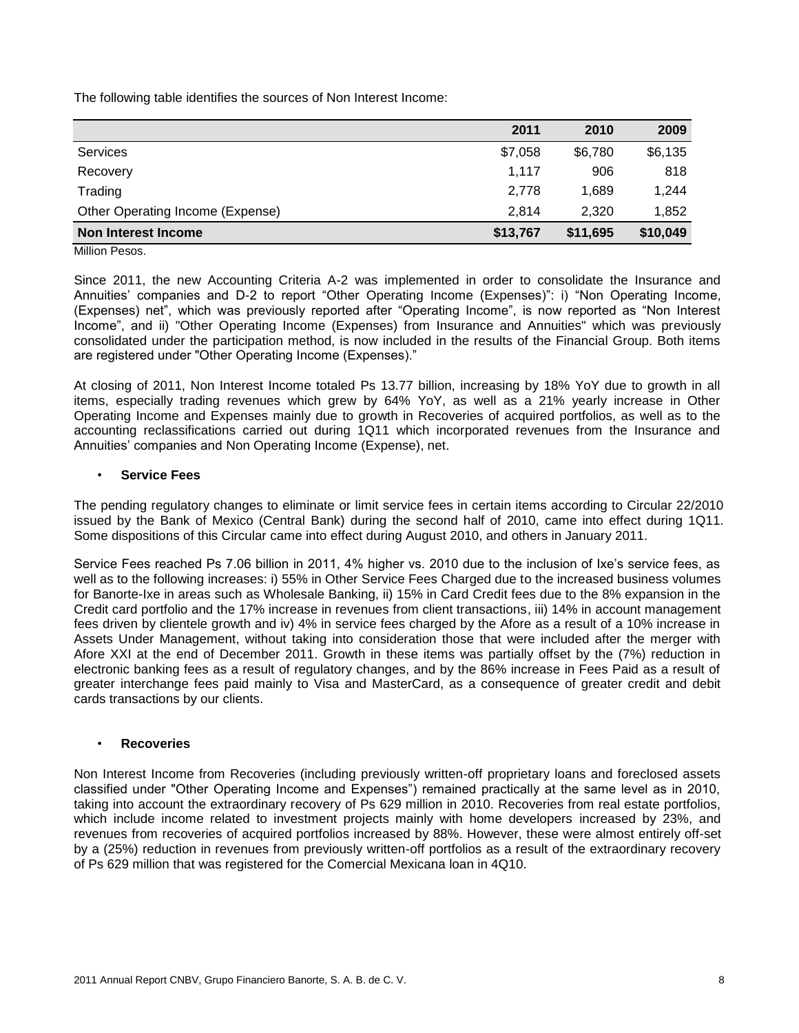The following table identifies the sources of Non Interest Income:

| | 2011 | 2010 | 2009 |
|---|---|---|---|
| Services | $7,058 | $6,780 | $6,135 |
| Recovery | 1,117 | 906 | 818 |
| Trading | 2,778 | 1,689 | 1,244 |
| Other Operating Income (Expense) | 2,814 | 2,320 | 1,852 |
| **Non Interest Income** | **$13,767** | **$11,695** | **$10,049** |

Million Pesos.

Since 2011, the new Accounting Criteria A-2 was implemented in order to consolidate the Insurance and Annuities' companies and D-2 to report "Other Operating Income (Expenses)": i) "Non Operating Income, (Expenses) net", which was previously reported after "Operating Income", is now reported as "Non Interest Income", and ii) "Other Operating Income (Expenses) from Insurance and Annuities" which was previously consolidated under the participation method, is now included in the results of the Financial Group. Both items are registered under "Other Operating Income (Expenses)."

At closing of 2011, Non Interest Income totaled Ps 13.77 billion, increasing by 18% YoY due to growth in all items, especially trading revenues which grew by 64% YoY, as well as a 21% yearly increase in Other Operating Income and Expenses mainly due to growth in Recoveries of acquired portfolios, as well as to the accounting reclassifications carried out during 1Q11 which incorporated revenues from the Insurance and Annuities' companies and Non Operating Income (Expense), net.

- **Service Fees**

The pending regulatory changes to eliminate or limit service fees in certain items according to Circular 22/2010 issued by the Bank of Mexico (Central Bank) during the second half of 2010, came into effect during 1Q11. Some dispositions of this Circular came into effect during August 2010, and others in January 2011.

Service Fees reached Ps 7.06 billion in 2011, 4% higher vs. 2010 due to the inclusion of Ixe's service fees, as well as to the following increases: i) 55% in Other Service Fees Charged due to the increased business volumes for Banorte-Ixe in areas such as Wholesale Banking, ii) 15% in Card Credit fees due to the 8% expansion in the Credit card portfolio and the 17% increase in revenues from client transactions, iii) 14% in account management fees driven by clientele growth and iv) 4% in service fees charged by the Afore as a result of a 10% increase in Assets Under Management, without taking into consideration those that were included after the merger with Afore XXI at the end of December 2011. Growth in these items was partially offset by the (7%) reduction in electronic banking fees as a result of regulatory changes, and by the 86% increase in Fees Paid as a result of greater interchange fees paid mainly to Visa and MasterCard, as a consequence of greater credit and debit cards transactions by our clients.

- **Recoveries**

Non Interest Income from Recoveries (including previously written-off proprietary loans and foreclosed assets classified under "Other Operating Income and Expenses") remained practically at the same level as in 2010, taking into account the extraordinary recovery of Ps 629 million in 2010. Recoveries from real estate portfolios, which include income related to investment projects mainly with home developers increased by 23%, and revenues from recoveries of acquired portfolios increased by 88%. However, these were almost entirely off-set by a (25%) reduction in revenues from previously written-off portfolios as a result of the extraordinary recovery of Ps 629 million that was registered for the Comercial Mexicana loan in 4Q10.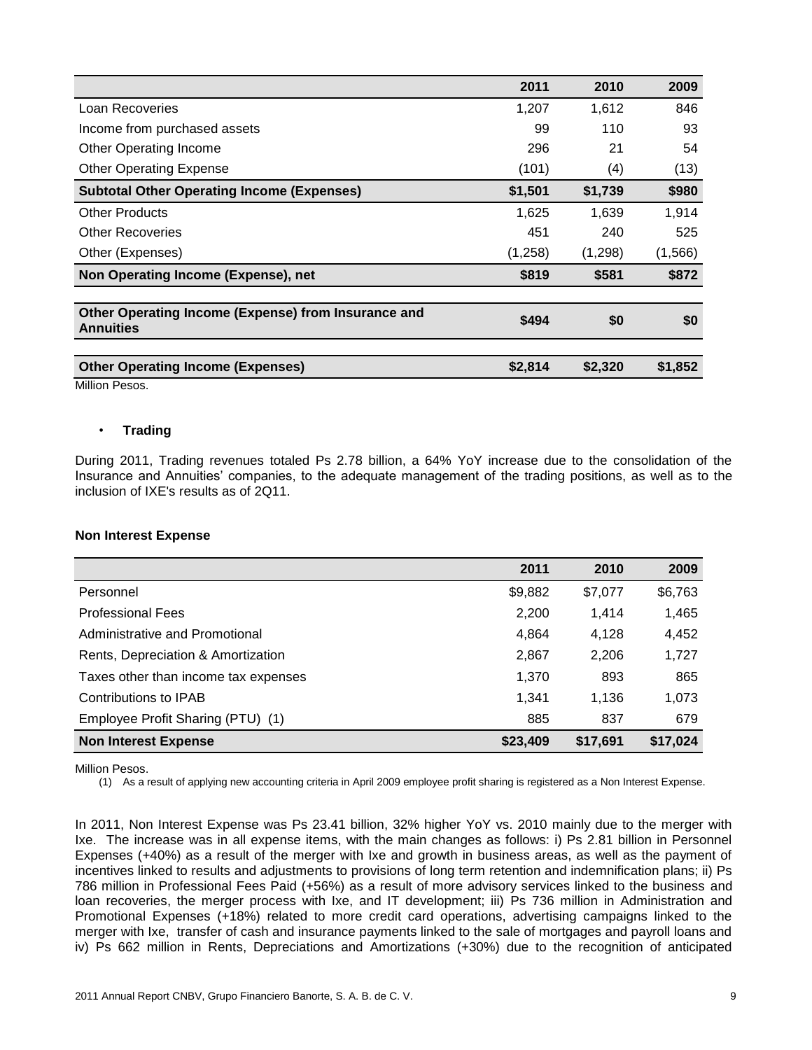| | 2011 | 2010 | 2009 |
|---|---|---|---|
| Loan Recoveries | 1,207 | 1,612 | 846 |
| Income from purchased assets | 99 | 110 | 93 |
| Other Operating Income | 296 | 21 | 54 |
| Other Operating Expense | (101) | (4) | (13) |
| **Subtotal Other Operating Income (Expenses)** | **$1,501** | **$1,739** | **$980** |
| Other Products | 1,625 | 1,639 | 1,914 |
| Other Recoveries | 451 | 240 | 525 |
| Other (Expenses) | (1,258) | (1,298) | (1,566) |
| **Non Operating Income (Expense), net** | **$819** | **$581** | **$872** |
| **Other Operating Income (Expense) from Insurance and Annuities** | **$494** | **$0** | **$0** |
| **Other Operating Income (Expenses)** | **$2,814** | **$2,320** | **$1,852** |

Million Pesos.

- **Trading**

During 2011, Trading revenues totaled Ps 2.78 billion, a 64% YoY increase due to the consolidation of the Insurance and Annuities' companies, to the adequate management of the trading positions, as well as to the inclusion of IXE's results as of 2Q11.

**Non Interest Expense**

| | 2011 | 2010 | 2009 |
|---|---|---|---|
| Personnel | $9,882 | $7,077 | $6,763 |
| Professional Fees | 2,200 | 1,414 | 1,465 |
| Administrative and Promotional | 4,864 | 4,128 | 4,452 |
| Rents, Depreciation & Amortization | 2,867 | 2,206 | 1,727 |
| Taxes other than income tax expenses | 1,370 | 893 | 865 |
| Contributions to IPAB | 1,341 | 1,136 | 1,073 |
| Employee Profit Sharing (PTU) (1) | 885 | 837 | 679 |
| **Non Interest Expense** | **$23,409** | **$17,691** | **$17,024** |

Million Pesos.

(1) As a result of applying new accounting criteria in April 2009 employee profit sharing is registered as a Non Interest Expense.

In 2011, Non Interest Expense was Ps 23.41 billion, 32% higher YoY vs. 2010 mainly due to the merger with Ixe. The increase was in all expense items, with the main changes as follows: i) Ps 2.81 billion in Personnel Expenses (+40%) as a result of the merger with Ixe and growth in business areas, as well as the payment of incentives linked to results and adjustments to provisions of long term retention and indemnification plans; ii) Ps 786 million in Professional Fees Paid (+56%) as a result of more advisory services linked to the business and loan recoveries, the merger process with Ixe, and IT development; iii) Ps 736 million in Administration and Promotional Expenses (+18%) related to more credit card operations, advertising campaigns linked to the merger with Ixe, transfer of cash and insurance payments linked to the sale of mortgages and payroll loans and iv) Ps 662 million in Rents, Depreciations and Amortizations (+30%) due to the recognition of anticipated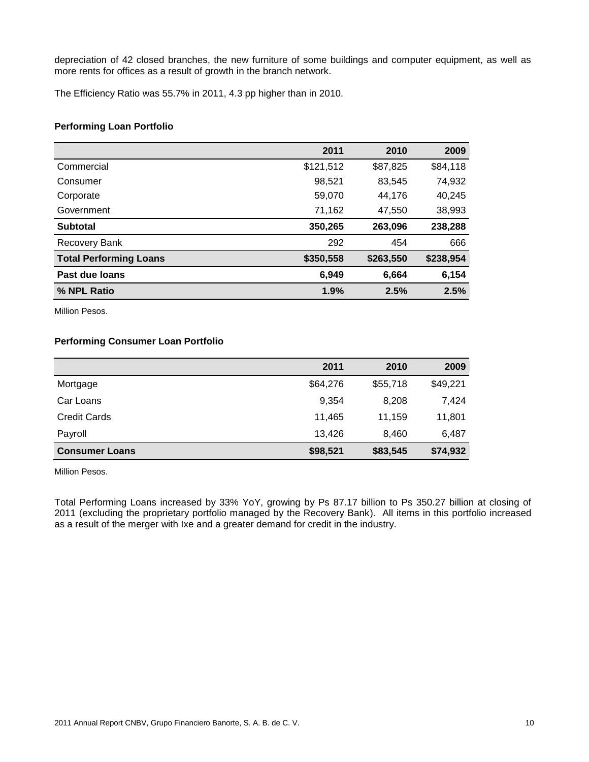depreciation of 42 closed branches, the new furniture of some buildings and computer equipment, as well as more rents for offices as a result of growth in the branch network.

The Efficiency Ratio was 55.7% in 2011, 4.3 pp higher than in 2010.

**Performing Loan Portfolio**

| | 2011 | 2010 | 2009 |
|---|---|---|---|
| Commercial | $121,512 | $87,825 | $84,118 |
| Consumer | 98,521 | 83,545 | 74,932 |
| Corporate | 59,070 | 44,176 | 40,245 |
| Government | 71,162 | 47,550 | 38,993 |
| **Subtotal** | **350,265** | **263,096** | **238,288** |
| Recovery Bank | 292 | 454 | 666 |
| **Total Performing Loans** | **$350,558** | **$263,550** | **$238,954** |
| **Past due loans** | **6,949** | **6,664** | **6,154** |
| **% NPL Ratio** | **1.9%** | **2.5%** | **2.5%** |

Million Pesos.

**Performing Consumer Loan Portfolio**

| | 2011 | 2010 | 2009 |
|---|---|---|---|
| Mortgage | $64,276 | $55,718 | $49,221 |
| Car Loans | 9,354 | 8,208 | 7,424 |
| Credit Cards | 11,465 | 11,159 | 11,801 |
| Payroll | 13,426 | 8,460 | 6,487 |
| **Consumer Loans** | **$98,521** | **$83,545** | **$74,932** |

Million Pesos.

Total Performing Loans increased by 33% YoY, growing by Ps 87.17 billion to Ps 350.27 billion at closing of 2011 (excluding the proprietary portfolio managed by the Recovery Bank). All items in this portfolio increased as a result of the merger with Ixe and a greater demand for credit in the industry.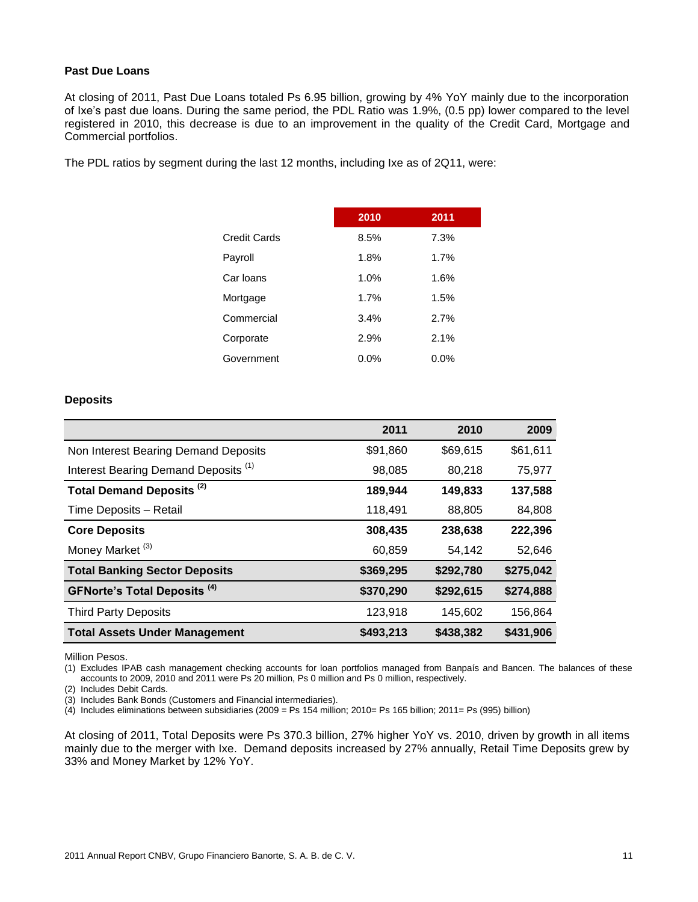### Past Due Loans

At closing of 2011, Past Due Loans totaled Ps 6.95 billion, growing by 4% YoY mainly due to the incorporation of Ixe's past due loans. During the same period, the PDL Ratio was 1.9%, (0.5 pp) lower compared to the level registered in 2010, this decrease is due to an improvement in the quality of the Credit Card, Mortgage and Commercial portfolios.

The PDL ratios by segment during the last 12 months, including Ixe as of 2Q11, were:

| | 2010 | 2011 |
|---|---|---|
| Credit Cards | 8.5% | 7.3% |
| Payroll | 1.8% | 1.7% |
| Car loans | 1.0% | 1.6% |
| Mortgage | 1.7% | 1.5% |
| Commercial | 3.4% | 2.7% |
| Corporate | 2.9% | 2.1% |
| Government | 0.0% | 0.0% |

### Deposits

| | 2011 | 2010 | 2009 |
|---|---|---|---|
| Non Interest Bearing Demand Deposits | $91,860 | $69,615 | $61,611 |
| Interest Bearing Demand Deposits (1) | 98,085 | 80,218 | 75,977 |
| **Total Demand Deposits (2)** | **189,944** | **149,833** | **137,588** |
| Time Deposits – Retail | 118,491 | 88,805 | 84,808 |
| **Core Deposits** | **308,435** | **238,638** | **222,396** |
| Money Market (3) | 60,859 | 54,142 | 52,646 |
| **Total Banking Sector Deposits** | **$369,295** | **$292,780** | **$275,042** |
| **GFNorte's Total Deposits (4)** | **$370,290** | **$292,615** | **$274,888** |
| Third Party Deposits | 123,918 | 145,602 | 156,864 |
| **Total Assets Under Management** | **$493,213** | **$438,382** | **$431,906** |

Million Pesos.

(1) Excludes IPAB cash management checking accounts for loan portfolios managed from Banpaís and Bancen. The balances of these accounts to 2009, 2010 and 2011 were Ps 20 million, Ps 0 million and Ps 0 million, respectively.

(2) Includes Debit Cards.

(3) Includes Bank Bonds (Customers and Financial intermediaries).

(4) Includes eliminations between subsidiaries (2009 = Ps 154 million; 2010= Ps 165 billion; 2011= Ps (995) billion)

At closing of 2011, Total Deposits were Ps 370.3 billion, 27% higher YoY vs. 2010, driven by growth in all items mainly due to the merger with Ixe. Demand deposits increased by 27% annually, Retail Time Deposits grew by 33% and Money Market by 12% YoY.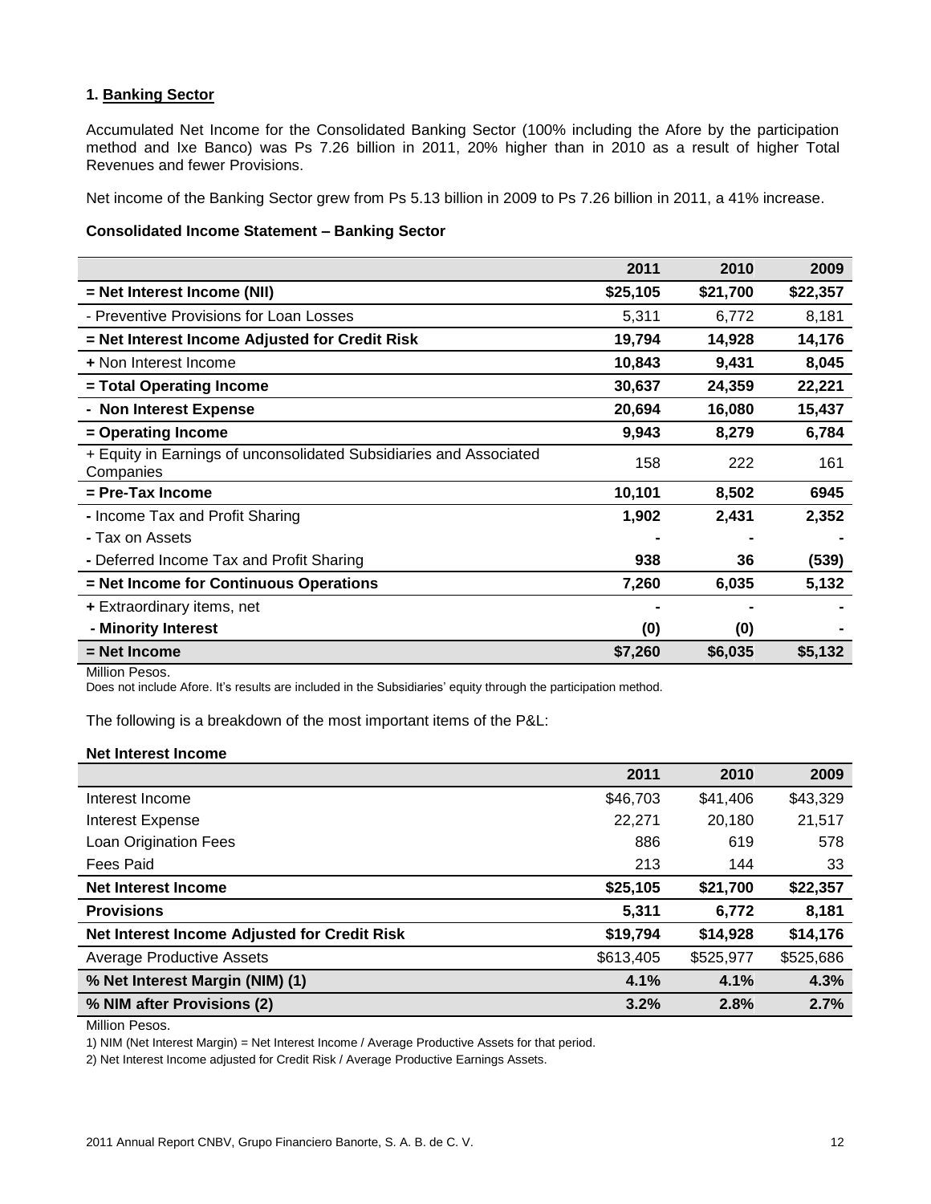### 1. Banking Sector

Accumulated Net Income for the Consolidated Banking Sector (100% including the Afore by the participation method and Ixe Banco) was Ps 7.26 billion in 2011, 20% higher than in 2010 as a result of higher Total Revenues and fewer Provisions.

Net income of the Banking Sector grew from Ps 5.13 billion in 2009 to Ps 7.26 billion in 2011, a 41% increase.

**Consolidated Income Statement – Banking Sector**

| | 2011 | 2010 | 2009 |
|---|---|---|---|
| **= Net Interest Income (NII)** | **$25,105** | **$21,700** | **$22,357** |
| - Preventive Provisions for Loan Losses | 5,311 | 6,772 | 8,181 |
| **= Net Interest Income Adjusted for Credit Risk** | **19,794** | **14,928** | **14,176** |
| **+** Non Interest Income | **10,843** | **9,431** | **8,045** |
| **= Total Operating Income** | **30,637** | **24,359** | **22,221** |
| **- Non Interest Expense** | **20,694** | **16,080** | **15,437** |
| **= Operating Income** | **9,943** | **8,279** | **6,784** |
| + Equity in Earnings of unconsolidated Subsidiaries and Associated Companies | 158 | 222 | 161 |
| **= Pre-Tax Income** | **10,101** | **8,502** | **6945** |
| **-** Income Tax and Profit Sharing | **1,902** | **2,431** | **2,352** |
| **-** Tax on Assets | **-** | **-** | **-** |
| **-** Deferred Income Tax and Profit Sharing | **938** | **36** | **(539)** |
| **= Net Income for Continuous Operations** | **7,260** | **6,035** | **5,132** |
| **+** Extraordinary items, net | **-** | **-** | **-** |
| **- Minority Interest** | **(0)** | **(0)** | **-** |
| **= Net Income** | **$7,260** | **$6,035** | **$5,132** |

Million Pesos.

Does not include Afore. It's results are included in the Subsidiaries' equity through the participation method.

The following is a breakdown of the most important items of the P&L:

**Net Interest Income**

| | 2011 | 2010 | 2009 |
|---|---|---|---|
| Interest Income | $46,703 | $41,406 | $43,329 |
| Interest Expense | 22,271 | 20,180 | 21,517 |
| Loan Origination Fees | 886 | 619 | 578 |
| Fees Paid | 213 | 144 | 33 |
| **Net Interest Income** | **$25,105** | **$21,700** | **$22,357** |
| **Provisions** | **5,311** | **6,772** | **8,181** |
| **Net Interest Income Adjusted for Credit Risk** | **$19,794** | **$14,928** | **$14,176** |
| Average Productive Assets | $613,405 | $525,977 | $525,686 |
| **% Net Interest Margin (NIM) (1)** | **4.1%** | **4.1%** | **4.3%** |
| **% NIM after Provisions (2)** | **3.2%** | **2.8%** | **2.7%** |

Million Pesos.

1) NIM (Net Interest Margin) = Net Interest Income / Average Productive Assets for that period.

2) Net Interest Income adjusted for Credit Risk / Average Productive Earnings Assets.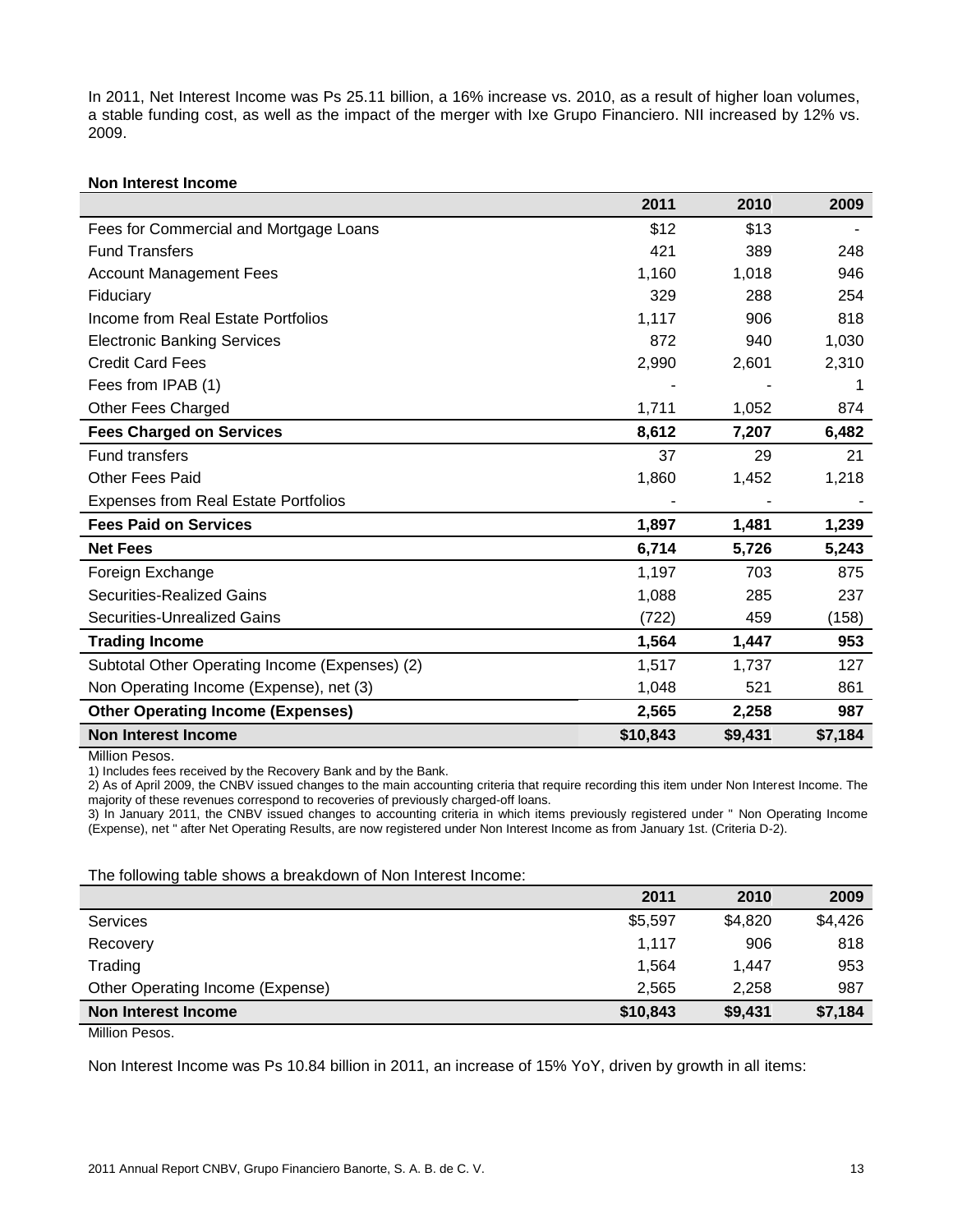In 2011, Net Interest Income was Ps 25.11 billion, a 16% increase vs. 2010, as a result of higher loan volumes, a stable funding cost, as well as the impact of the merger with Ixe Grupo Financiero. NII increased by 12% vs. 2009.

**Non Interest Income**

| | 2011 | 2010 | 2009 |
|---|---|---|---|
| Fees for Commercial and Mortgage Loans | $12 | $13 | - |
| Fund Transfers | 421 | 389 | 248 |
| Account Management Fees | 1,160 | 1,018 | 946 |
| Fiduciary | 329 | 288 | 254 |
| Income from Real Estate Portfolios | 1,117 | 906 | 818 |
| Electronic Banking Services | 872 | 940 | 1,030 |
| Credit Card Fees | 2,990 | 2,601 | 2,310 |
| Fees from IPAB (1) | - | - | 1 |
| Other Fees Charged | 1,711 | 1,052 | 874 |
| **Fees Charged on Services** | **8,612** | **7,207** | **6,482** |
| Fund transfers | 37 | 29 | 21 |
| Other Fees Paid | 1,860 | 1,452 | 1,218 |
| Expenses from Real Estate Portfolios | - | - | - |
| **Fees Paid on Services** | **1,897** | **1,481** | **1,239** |
| **Net Fees** | **6,714** | **5,726** | **5,243** |
| Foreign Exchange | 1,197 | 703 | 875 |
| Securities-Realized Gains | 1,088 | 285 | 237 |
| Securities-Unrealized Gains | (722) | 459 | (158) |
| **Trading Income** | **1,564** | **1,447** | **953** |
| Subtotal Other Operating Income (Expenses) (2) | 1,517 | 1,737 | 127 |
| Non Operating Income (Expense), net (3) | 1,048 | 521 | 861 |
| **Other Operating Income (Expenses)** | **2,565** | **2,258** | **987** |
| **Non Interest Income** | **$10,843** | **$9,431** | **$7,184** |

Million Pesos.

1) Includes fees received by the Recovery Bank and by the Bank.

2) As of April 2009, the CNBV issued changes to the main accounting criteria that require recording this item under Non Interest Income. The majority of these revenues correspond to recoveries of previously charged-off loans.

3) In January 2011, the CNBV issued changes to accounting criteria in which items previously registered under " Non Operating Income (Expense), net " after Net Operating Results, are now registered under Non Interest Income as from January 1st. (Criteria D-2).

The following table shows a breakdown of Non Interest Income:

| | 2011 | 2010 | 2009 |
|---|---|---|---|
| Services | $5,597 | $4,820 | $4,426 |
| Recovery | 1,117 | 906 | 818 |
| Trading | 1,564 | 1,447 | 953 |
| Other Operating Income (Expense) | 2,565 | 2,258 | 987 |
| **Non Interest Income** | **$10,843** | **$9,431** | **$7,184** |

Million Pesos.

Non Interest Income was Ps 10.84 billion in 2011, an increase of 15% YoY, driven by growth in all items: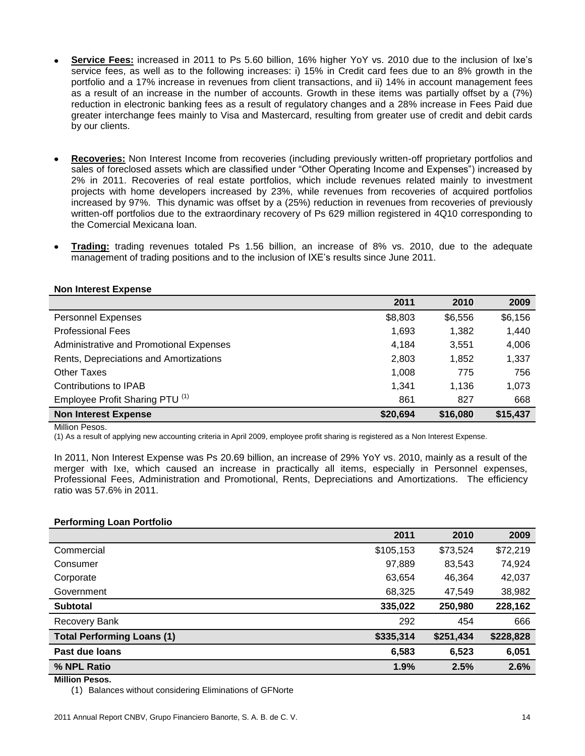- **Service Fees:** increased in 2011 to Ps 5.60 billion, 16% higher YoY vs. 2010 due to the inclusion of Ixe's service fees, as well as to the following increases: i) 15% in Credit card fees due to an 8% growth in the portfolio and a 17% increase in revenues from client transactions, and ii) 14% in account management fees as a result of an increase in the number of accounts. Growth in these items was partially offset by a (7%) reduction in electronic banking fees as a result of regulatory changes and a 28% increase in Fees Paid due greater interchange fees mainly to Visa and Mastercard, resulting from greater use of credit and debit cards by our clients.

- **Recoveries:** Non Interest Income from recoveries (including previously written-off proprietary portfolios and sales of foreclosed assets which are classified under "Other Operating Income and Expenses") increased by 2% in 2011. Recoveries of real estate portfolios, which include revenues related mainly to investment projects with home developers increased by 23%, while revenues from recoveries of acquired portfolios increased by 97%. This dynamic was offset by a (25%) reduction in revenues from recoveries of previously written-off portfolios due to the extraordinary recovery of Ps 629 million registered in 4Q10 corresponding to the Comercial Mexicana loan.

- **Trading:** trading revenues totaled Ps 1.56 billion, an increase of 8% vs. 2010, due to the adequate management of trading positions and to the inclusion of IXE's results since June 2011.

**Non Interest Expense**

| | 2011 | 2010 | 2009 |
|---|---|---|---|
| Personnel Expenses | $8,803 | $6,556 | $6,156 |
| Professional Fees | 1,693 | 1,382 | 1,440 |
| Administrative and Promotional Expenses | 4,184 | 3,551 | 4,006 |
| Rents, Depreciations and Amortizations | 2,803 | 1,852 | 1,337 |
| Other Taxes | 1,008 | 775 | 756 |
| Contributions to IPAB | 1,341 | 1,136 | 1,073 |
| Employee Profit Sharing PTU (1) | 861 | 827 | 668 |
| **Non Interest Expense** | **$20,694** | **$16,080** | **$15,437** |

Million Pesos.

(1) As a result of applying new accounting criteria in April 2009, employee profit sharing is registered as a Non Interest Expense.

In 2011, Non Interest Expense was Ps 20.69 billion, an increase of 29% YoY vs. 2010, mainly as a result of the merger with Ixe, which caused an increase in practically all items, especially in Personnel expenses, Professional Fees, Administration and Promotional, Rents, Depreciations and Amortizations. The efficiency ratio was 57.6% in 2011.

**Performing Loan Portfolio**

| | 2011 | 2010 | 2009 |
|---|---|---|---|
| Commercial | $105,153 | $73,524 | $72,219 |
| Consumer | 97,889 | 83,543 | 74,924 |
| Corporate | 63,654 | 46,364 | 42,037 |
| Government | 68,325 | 47,549 | 38,982 |
| **Subtotal** | **335,022** | **250,980** | **228,162** |
| Recovery Bank | 292 | 454 | 666 |
| **Total Performing Loans (1)** | **$335,314** | **$251,434** | **$228,828** |
| **Past due loans** | **6,583** | **6,523** | **6,051** |
| **% NPL Ratio** | **1.9%** | **2.5%** | **2.6%** |

**Million Pesos.**

(1) Balances without considering Eliminations of GFNorte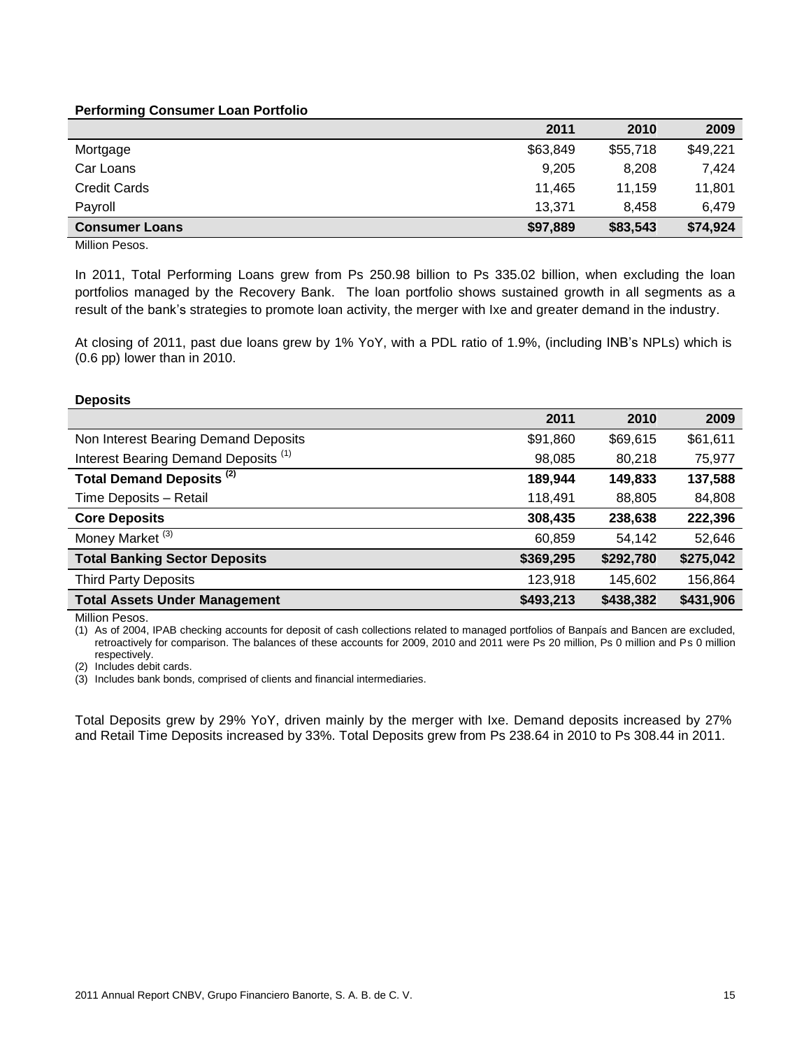**Performing Consumer Loan Portfolio**

| | 2011 | 2010 | 2009 |
|---|---|---|---|
| Mortgage | $63,849 | $55,718 | $49,221 |
| Car Loans | 9,205 | 8,208 | 7,424 |
| Credit Cards | 11,465 | 11,159 | 11,801 |
| Payroll | 13,371 | 8,458 | 6,479 |
| **Consumer Loans** | **$97,889** | **$83,543** | **$74,924** |

Million Pesos.

In 2011, Total Performing Loans grew from Ps 250.98 billion to Ps 335.02 billion, when excluding the loan portfolios managed by the Recovery Bank. The loan portfolio shows sustained growth in all segments as a result of the bank's strategies to promote loan activity, the merger with Ixe and greater demand in the industry.

At closing of 2011, past due loans grew by 1% YoY, with a PDL ratio of 1.9%, (including INB's NPLs) which is (0.6 pp) lower than in 2010.

**Deposits**

| | 2011 | 2010 | 2009 |
|---|---|---|---|
| Non Interest Bearing Demand Deposits | $91,860 | $69,615 | $61,611 |
| Interest Bearing Demand Deposits (1) | 98,085 | 80,218 | 75,977 |
| **Total Demand Deposits (2)** | **189,944** | **149,833** | **137,588** |
| Time Deposits – Retail | 118,491 | 88,805 | 84,808 |
| **Core Deposits** | **308,435** | **238,638** | **222,396** |
| Money Market (3) | 60,859 | 54,142 | 52,646 |
| **Total Banking Sector Deposits** | **$369,295** | **$292,780** | **$275,042** |
| Third Party Deposits | 123,918 | 145,602 | 156,864 |
| **Total Assets Under Management** | **$493,213** | **$438,382** | **$431,906** |

Million Pesos.

(1) As of 2004, IPAB checking accounts for deposit of cash collections related to managed portfolios of Banpaís and Bancen are excluded, retroactively for comparison. The balances of these accounts for 2009, 2010 and 2011 were Ps 20 million, Ps 0 million and Ps 0 million respectively.

(2) Includes debit cards.

(3) Includes bank bonds, comprised of clients and financial intermediaries.

Total Deposits grew by 29% YoY, driven mainly by the merger with Ixe. Demand deposits increased by 27% and Retail Time Deposits increased by 33%. Total Deposits grew from Ps 238.64 in 2010 to Ps 308.44 in 2011.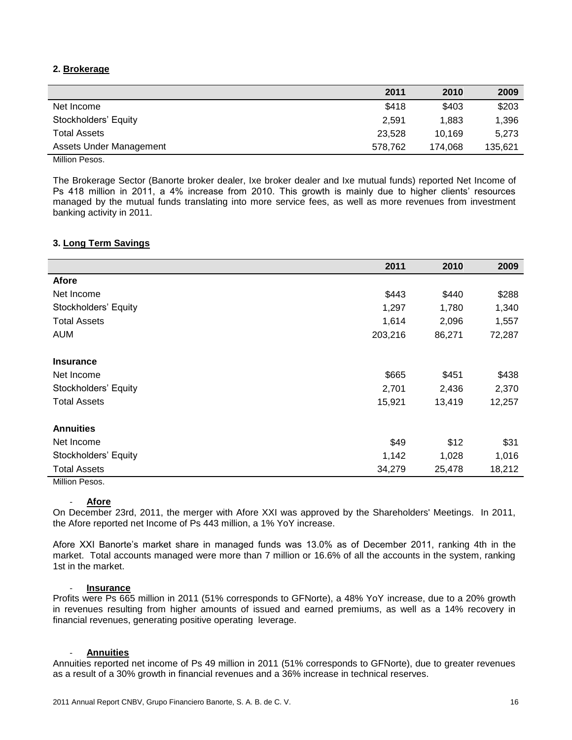## 2. Brokerage

| | 2011 | 2010 | 2009 |
|---|---|---|---|
| Net Income | $418 | $403 | $203 |
| Stockholders' Equity | 2,591 | 1,883 | 1,396 |
| Total Assets | 23,528 | 10,169 | 5,273 |
| Assets Under Management | 578,762 | 174,068 | 135,621 |

Million Pesos.

The Brokerage Sector (Banorte broker dealer, Ixe broker dealer and Ixe mutual funds) reported Net Income of Ps 418 million in 2011, a 4% increase from 2010. This growth is mainly due to higher clients' resources managed by the mutual funds translating into more service fees, as well as more revenues from investment banking activity in 2011.

## 3. Long Term Savings

| | 2011 | 2010 | 2009 |
|---|---|---|---|
| **Afore** | | | |
| Net Income | $443 | $440 | $288 |
| Stockholders' Equity | 1,297 | 1,780 | 1,340 |
| Total Assets | 1,614 | 2,096 | 1,557 |
| AUM | 203,216 | 86,271 | 72,287 |
| **Insurance** | | | |
| Net Income | $665 | $451 | $438 |
| Stockholders' Equity | 2,701 | 2,436 | 2,370 |
| Total Assets | 15,921 | 13,419 | 12,257 |
| **Annuities** | | | |
| Net Income | $49 | $12 | $31 |
| Stockholders' Equity | 1,142 | 1,028 | 1,016 |
| Total Assets | 34,279 | 25,478 | 18,212 |

Million Pesos.

- **Afore**

On December 23rd, 2011, the merger with Afore XXI was approved by the Shareholders' Meetings. In 2011, the Afore reported net Income of Ps 443 million, a 1% YoY increase.

Afore XXI Banorte's market share in managed funds was 13.0% as of December 2011, ranking 4th in the market. Total accounts managed were more than 7 million or 16.6% of all the accounts in the system, ranking 1st in the market.

- **Insurance**

Profits were Ps 665 million in 2011 (51% corresponds to GFNorte), a 48% YoY increase, due to a 20% growth in revenues resulting from higher amounts of issued and earned premiums, as well as a 14% recovery in financial revenues, generating positive operating leverage.

- **Annuities**

Annuities reported net income of Ps 49 million in 2011 (51% corresponds to GFNorte), due to greater revenues as a result of a 30% growth in financial revenues and a 36% increase in technical reserves.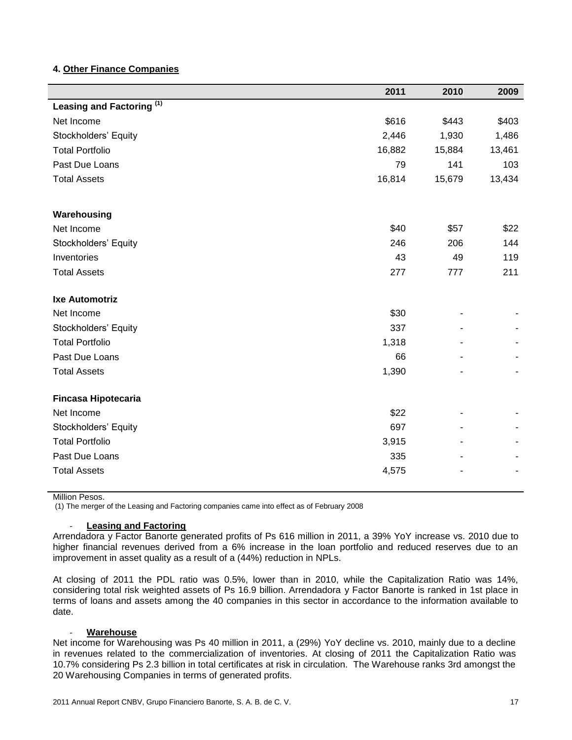## 4. Other Finance Companies

| | 2011 | 2010 | 2009 |
|---|---|---|---|
| **Leasing and Factoring (1)** | | | |
| Net Income | \$616 | \$443 | \$403 |
| Stockholders' Equity | 2,446 | 1,930 | 1,486 |
| Total Portfolio | 16,882 | 15,884 | 13,461 |
| Past Due Loans | 79 | 141 | 103 |
| Total Assets | 16,814 | 15,679 | 13,434 |
| **Warehousing** | | | |
| Net Income | \$40 | \$57 | \$22 |
| Stockholders' Equity | 246 | 206 | 144 |
| Inventories | 43 | 49 | 119 |
| Total Assets | 277 | 777 | 211 |
| **Ixe Automotriz** | | | |
| Net Income | \$30 | - | - |
| Stockholders' Equity | 337 | - | - |
| Total Portfolio | 1,318 | - | - |
| Past Due Loans | 66 | - | - |
| Total Assets | 1,390 | - | - |
| **Fincasa Hipotecaria** | | | |
| Net Income | \$22 | - | - |
| Stockholders' Equity | 697 | - | - |
| Total Portfolio | 3,915 | - | - |
| Past Due Loans | 335 | - | - |
| Total Assets | 4,575 | - | - |

Million Pesos.

(1) The merger of the Leasing and Factoring companies came into effect as of February 2008

- **Leasing and Factoring**

Arrendadora y Factor Banorte generated profits of Ps 616 million in 2011, a 39% YoY increase vs. 2010 due to higher financial revenues derived from a 6% increase in the loan portfolio and reduced reserves due to an improvement in asset quality as a result of a (44%) reduction in NPLs.

At closing of 2011 the PDL ratio was 0.5%, lower than in 2010, while the Capitalization Ratio was 14%, considering total risk weighted assets of Ps 16.9 billion. Arrendadora y Factor Banorte is ranked in 1st place in terms of loans and assets among the 40 companies in this sector in accordance to the information available to date.

- **Warehouse**

Net income for Warehousing was Ps 40 million in 2011, a (29%) YoY decline vs. 2010, mainly due to a decline in revenues related to the commercialization of inventories. At closing of 2011 the Capitalization Ratio was 10.7% considering Ps 2.3 billion in total certificates at risk in circulation. The Warehouse ranks 3rd amongst the 20 Warehousing Companies in terms of generated profits.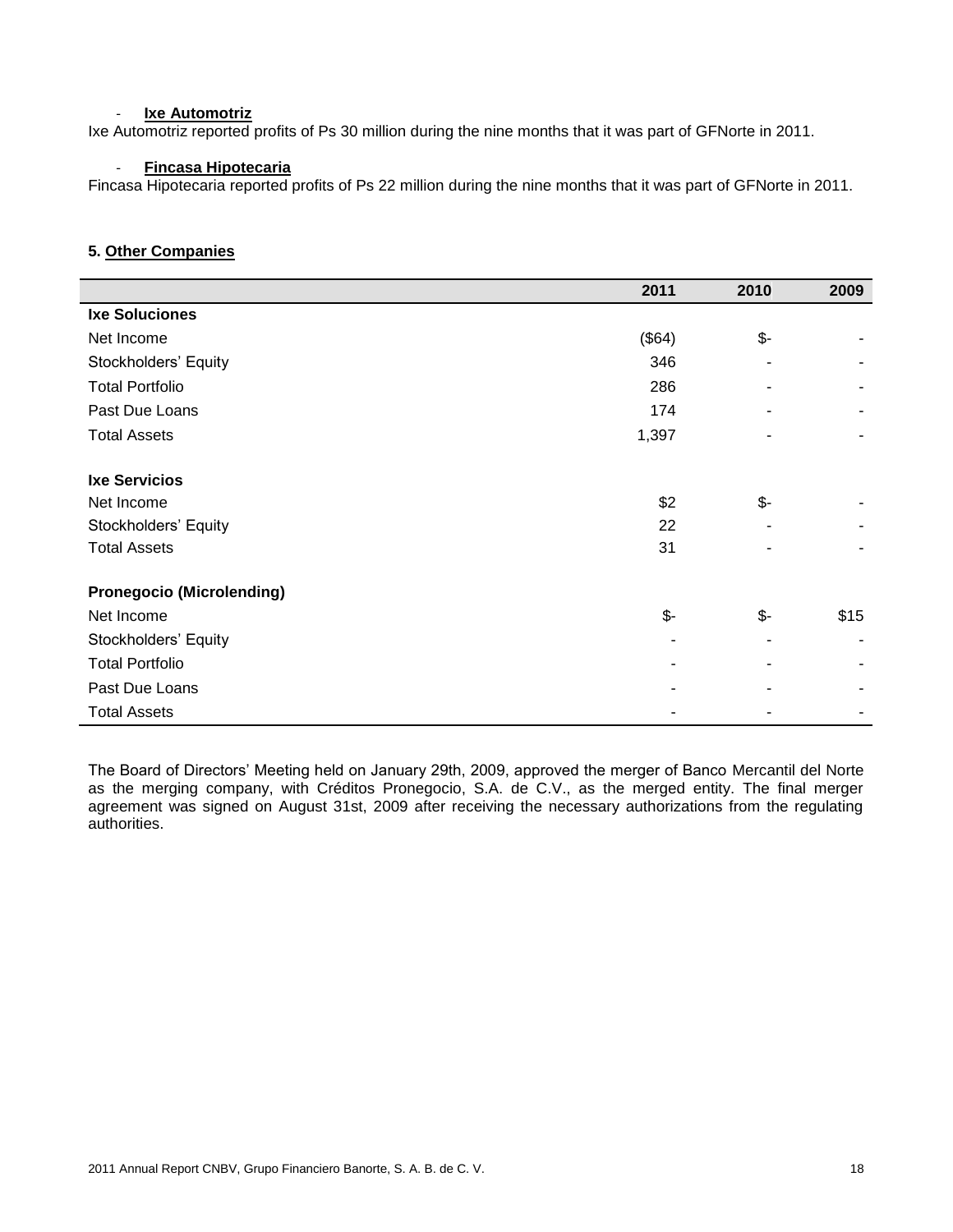- **Ixe Automotriz**

Ixe Automotriz reported profits of Ps 30 million during the nine months that it was part of GFNorte in 2011.

- **Fincasa Hipotecaria**

Fincasa Hipotecaria reported profits of Ps 22 million during the nine months that it was part of GFNorte in 2011.

## 5. Other Companies

| | 2011 | 2010 | 2009 |
|---|---|---|---|
| **Ixe Soluciones** | | | |
| Net Income | ($64) | $- | - |
| Stockholders' Equity | 346 | - | - |
| Total Portfolio | 286 | - | - |
| Past Due Loans | 174 | - | - |
| Total Assets | 1,397 | - | - |
| **Ixe Servicios** | | | |
| Net Income | $2 | $- | - |
| Stockholders' Equity | 22 | - | - |
| Total Assets | 31 | - | - |
| **Pronegocio (Microlending)** | | | |
| Net Income | $- | $- | $15 |
| Stockholders' Equity | - | - | - |
| Total Portfolio | - | - | - |
| Past Due Loans | - | - | - |
| Total Assets | - | - | - |

The Board of Directors' Meeting held on January 29th, 2009, approved the merger of Banco Mercantil del Norte as the merging company, with Créditos Pronegocio, S.A. de C.V., as the merged entity. The final merger agreement was signed on August 31st, 2009 after receiving the necessary authorizations from the regulating authorities.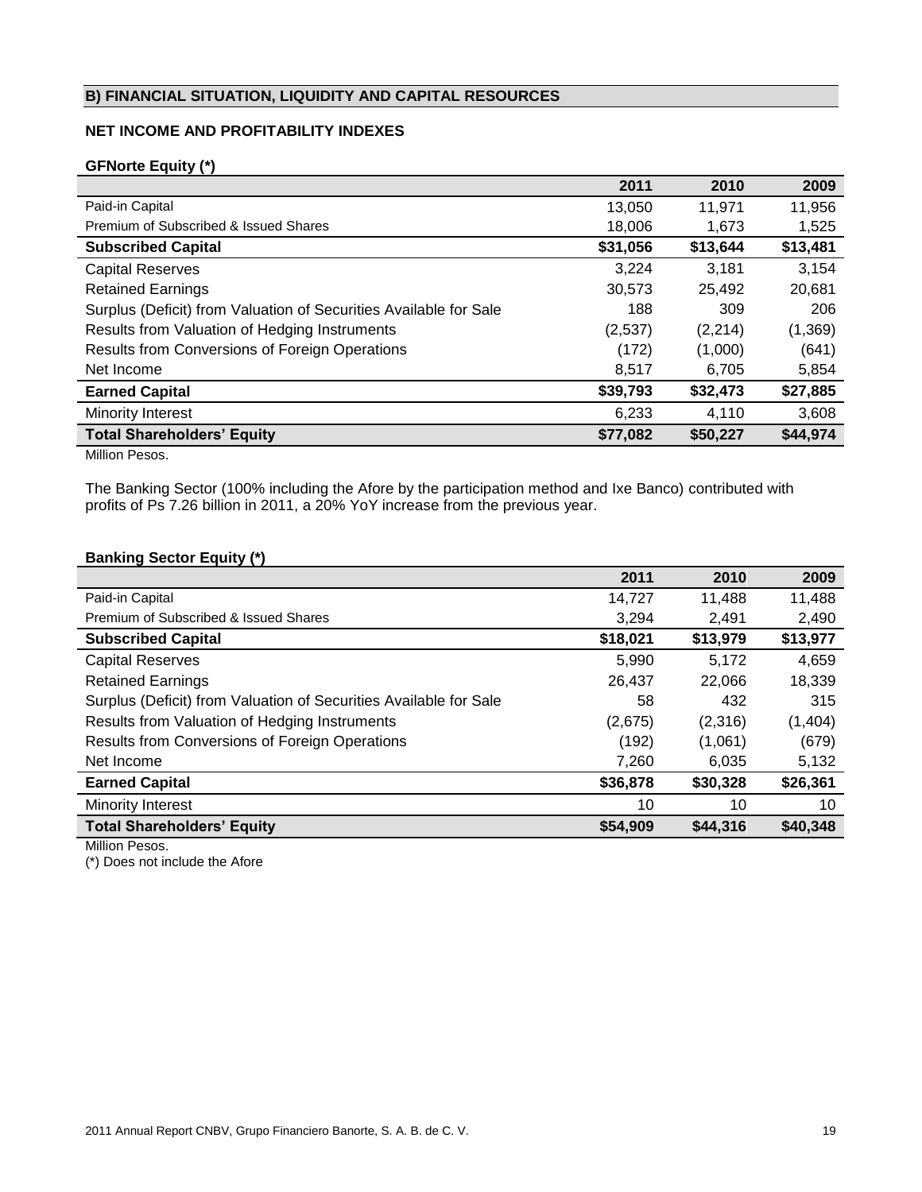## B) FINANCIAL SITUATION, LIQUIDITY AND CAPITAL RESOURCES

### NET INCOME AND PROFITABILITY INDEXES

**GFNorte Equity (*)**

| | 2011 | 2010 | 2009 |
|---|---|---|---|
| Paid-in Capital | 13,050 | 11,971 | 11,956 |
| Premium of Subscribed & Issued Shares | 18,006 | 1,673 | 1,525 |
| **Subscribed Capital** | **$31,056** | **$13,644** | **$13,481** |
| Capital Reserves | 3,224 | 3,181 | 3,154 |
| Retained Earnings | 30,573 | 25,492 | 20,681 |
| Surplus (Deficit) from Valuation of Securities Available for Sale | 188 | 309 | 206 |
| Results from Valuation of Hedging Instruments | (2,537) | (2,214) | (1,369) |
| Results from Conversions of Foreign Operations | (172) | (1,000) | (641) |
| Net Income | 8,517 | 6,705 | 5,854 |
| **Earned Capital** | **$39,793** | **$32,473** | **$27,885** |
| Minority Interest | 6,233 | 4,110 | 3,608 |
| **Total Shareholders' Equity** | **$77,082** | **$50,227** | **$44,974** |

Million Pesos.

The Banking Sector (100% including the Afore by the participation method and Ixe Banco) contributed with profits of Ps 7.26 billion in 2011, a 20% YoY increase from the previous year.

**Banking Sector Equity (*)**

| | 2011 | 2010 | 2009 |
|---|---|---|---|
| Paid-in Capital | 14,727 | 11,488 | 11,488 |
| Premium of Subscribed & Issued Shares | 3,294 | 2,491 | 2,490 |
| **Subscribed Capital** | **$18,021** | **$13,979** | **$13,977** |
| Capital Reserves | 5,990 | 5,172 | 4,659 |
| Retained Earnings | 26,437 | 22,066 | 18,339 |
| Surplus (Deficit) from Valuation of Securities Available for Sale | 58 | 432 | 315 |
| Results from Valuation of Hedging Instruments | (2,675) | (2,316) | (1,404) |
| Results from Conversions of Foreign Operations | (192) | (1,061) | (679) |
| Net Income | 7,260 | 6,035 | 5,132 |
| **Earned Capital** | **$36,878** | **$30,328** | **$26,361** |
| Minority Interest | 10 | 10 | 10 |
| **Total Shareholders' Equity** | **$54,909** | **$44,316** | **$40,348** |

Million Pesos.

(*) Does not include the Afore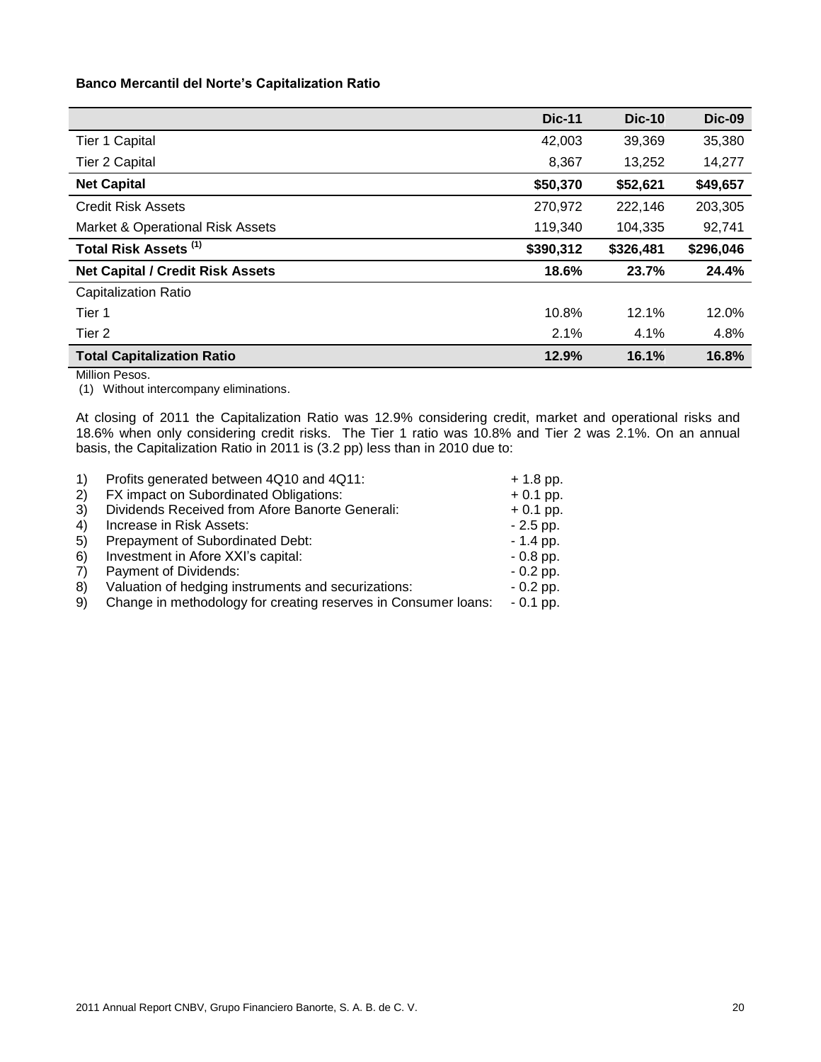**Banco Mercantil del Norte's Capitalization Ratio**

| | Dic-11 | Dic-10 | Dic-09 |
|---|---|---|---|
| Tier 1 Capital | 42,003 | 39,369 | 35,380 |
| Tier 2 Capital | 8,367 | 13,252 | 14,277 |
| **Net Capital** | **\$50,370** | **\$52,621** | **\$49,657** |
| Credit Risk Assets | 270,972 | 222,146 | 203,305 |
| Market & Operational Risk Assets | 119,340 | 104,335 | 92,741 |
| **Total Risk Assets (1)** | **\$390,312** | **\$326,481** | **\$296,046** |
| **Net Capital / Credit Risk Assets** | **18.6%** | **23.7%** | **24.4%** |
| Capitalization Ratio | | | |
| Tier 1 | 10.8% | 12.1% | 12.0% |
| Tier 2 | 2.1% | 4.1% | 4.8% |
| **Total Capitalization Ratio** | **12.9%** | **16.1%** | **16.8%** |

Million Pesos.

(1) Without intercompany eliminations.

At closing of 2011 the Capitalization Ratio was 12.9% considering credit, market and operational risks and 18.6% when only considering credit risks. The Tier 1 ratio was 10.8% and Tier 2 was 2.1%. On an annual basis, the Capitalization Ratio in 2011 is (3.2 pp) less than in 2010 due to:

1) Profits generated between 4Q10 and 4Q11: + 1.8 pp.
2) FX impact on Subordinated Obligations: + 0.1 pp.
3) Dividends Received from Afore Banorte Generali: + 0.1 pp.
4) Increase in Risk Assets: - 2.5 pp.
5) Prepayment of Subordinated Debt: - 1.4 pp.
6) Investment in Afore XXI's capital: - 0.8 pp.
7) Payment of Dividends: - 0.2 pp.
8) Valuation of hedging instruments and securizations: - 0.2 pp.
9) Change in methodology for creating reserves in Consumer loans: - 0.1 pp.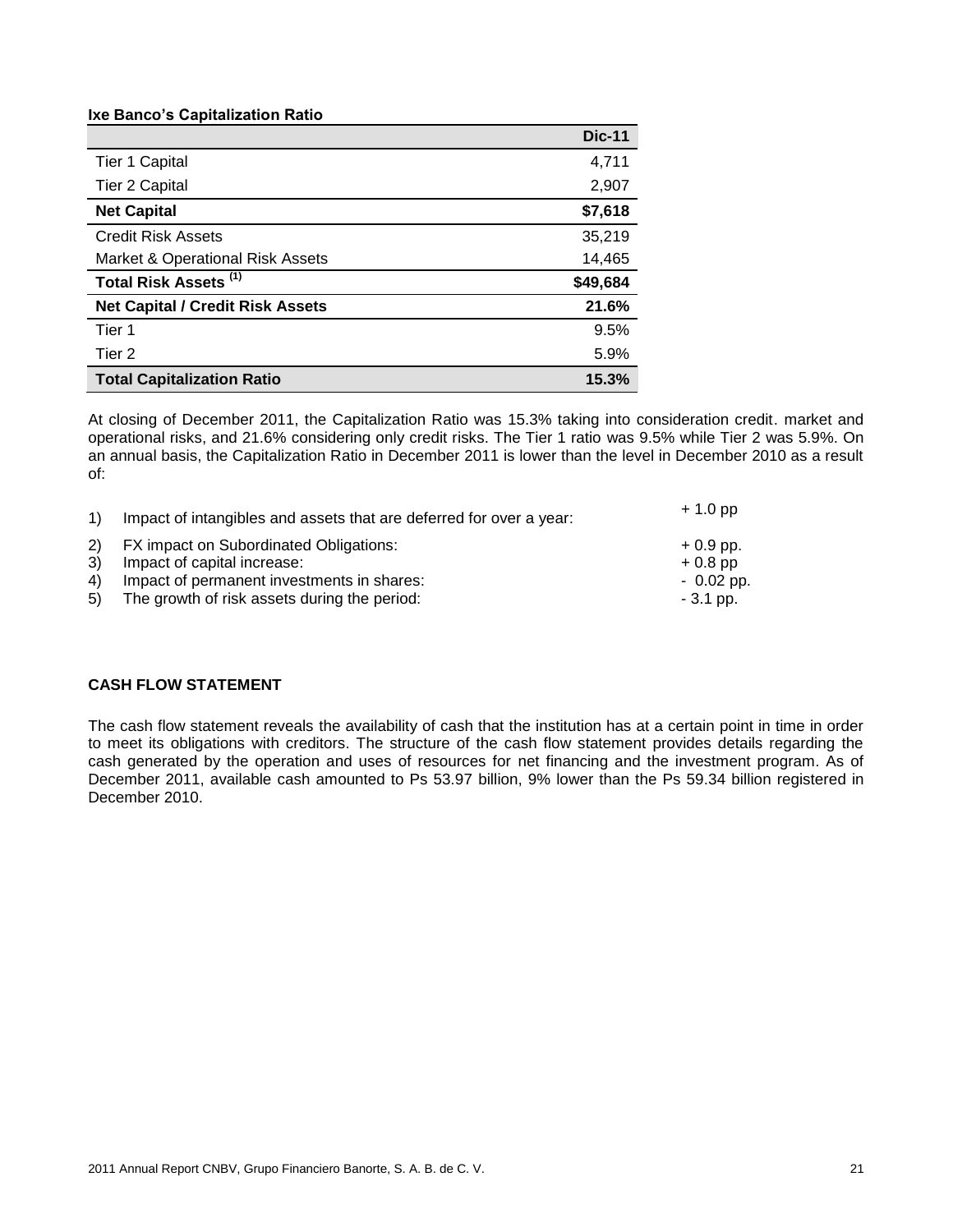**Ixe Banco's Capitalization Ratio**

| | Dic-11 |
|---|---|
| Tier 1 Capital | 4,711 |
| Tier 2 Capital | 2,907 |
| **Net Capital** | **$7,618** |
| Credit Risk Assets | 35,219 |
| Market & Operational Risk Assets | 14,465 |
| **Total Risk Assets (1)** | **$49,684** |
| **Net Capital / Credit Risk Assets** | **21.6%** |
| Tier 1 | 9.5% |
| Tier 2 | 5.9% |
| **Total Capitalization Ratio** | **15.3%** |

At closing of December 2011, the Capitalization Ratio was 15.3% taking into consideration credit. market and operational risks, and 21.6% considering only credit risks. The Tier 1 ratio was 9.5% while Tier 2 was 5.9%. On an annual basis, the Capitalization Ratio in December 2011 is lower than the level in December 2010 as a result of:

1) Impact of intangibles and assets that are deferred for over a year: + 1.0 pp
2) FX impact on Subordinated Obligations: + 0.9 pp.
3) Impact of capital increase: + 0.8 pp
4) Impact of permanent investments in shares: - 0.02 pp.
5) The growth of risk assets during the period: - 3.1 pp.

**CASH FLOW STATEMENT**

The cash flow statement reveals the availability of cash that the institution has at a certain point in time in order to meet its obligations with creditors. The structure of the cash flow statement provides details regarding the cash generated by the operation and uses of resources for net financing and the investment program. As of December 2011, available cash amounted to Ps 53.97 billion, 9% lower than the Ps 59.34 billion registered in December 2010.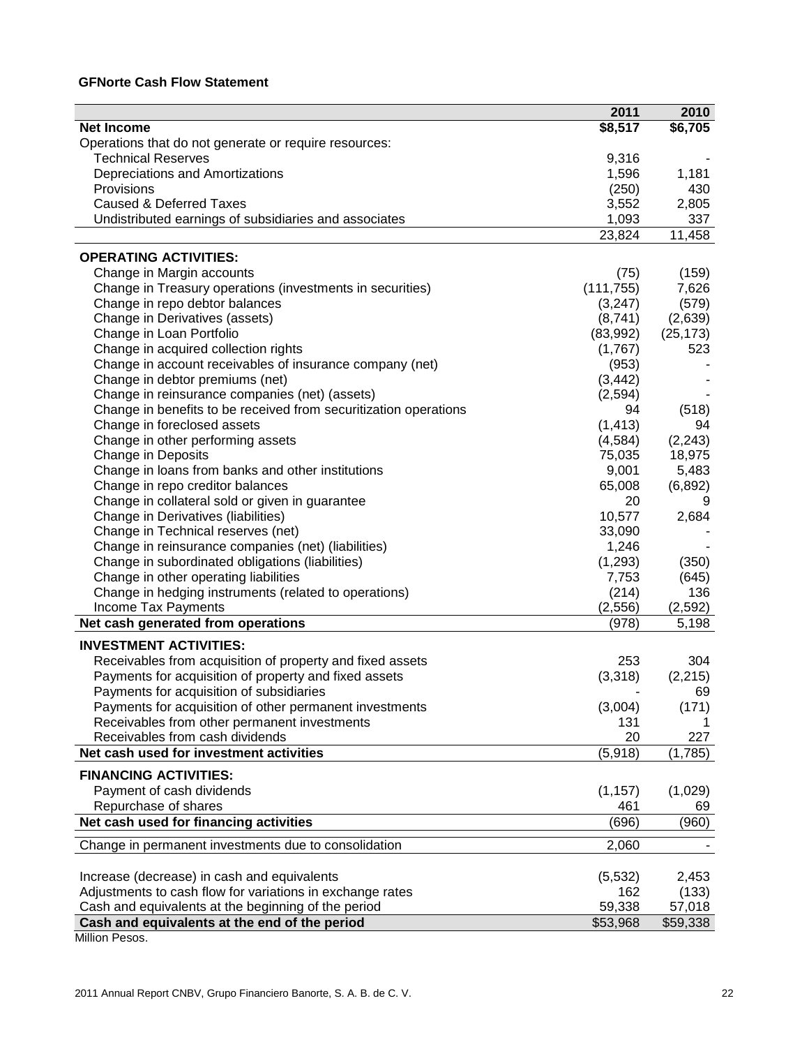**GFNorte Cash Flow Statement**

| | 2011 | 2010 |
|---|---|---|
| **Net Income** | **$8,517** | **$6,705** |
| Operations that do not generate or require resources: | | |
| Technical Reserves | 9,316 | - |
| Depreciations and Amortizations | 1,596 | 1,181 |
| Provisions | (250) | 430 |
| Caused & Deferred Taxes | 3,552 | 2,805 |
| Undistributed earnings of subsidiaries and associates | 1,093 | 337 |
| | 23,824 | 11,458 |
| **OPERATING ACTIVITIES:** | | |
| Change in Margin accounts | (75) | (159) |
| Change in Treasury operations (investments in securities) | (111,755) | 7,626 |
| Change in repo debtor balances | (3,247) | (579) |
| Change in Derivatives (assets) | (8,741) | (2,639) |
| Change in Loan Portfolio | (83,992) | (25,173) |
| Change in acquired collection rights | (1,767) | 523 |
| Change in account receivables of insurance company (net) | (953) | - |
| Change in debtor premiums (net) | (3,442) | - |
| Change in reinsurance companies (net) (assets) | (2,594) | - |
| Change in benefits to be received from securitization operations | 94 | (518) |
| Change in foreclosed assets | (1,413) | 94 |
| Change in other performing assets | (4,584) | (2,243) |
| Change in Deposits | 75,035 | 18,975 |
| Change in loans from banks and other institutions | 9,001 | 5,483 |
| Change in repo creditor balances | 65,008 | (6,892) |
| Change in collateral sold or given in guarantee | 20 | 9 |
| Change in Derivatives (liabilities) | 10,577 | 2,684 |
| Change in Technical reserves (net) | 33,090 | - |
| Change in reinsurance companies (net) (liabilities) | 1,246 | - |
| Change in subordinated obligations (liabilities) | (1,293) | (350) |
| Change in other operating liabilities | 7,753 | (645) |
| Change in hedging instruments (related to operations) | (214) | 136 |
| Income Tax Payments | (2,556) | (2,592) |
| **Net cash generated from operations** | (978) | 5,198 |
| **INVESTMENT ACTIVITIES:** | | |
| Receivables from acquisition of property and fixed assets | 253 | 304 |
| Payments for acquisition of property and fixed assets | (3,318) | (2,215) |
| Payments for acquisition of subsidiaries | - | 69 |
| Payments for acquisition of other permanent investments | (3,004) | (171) |
| Receivables from other permanent investments | 131 | 1 |
| Receivables from cash dividends | 20 | 227 |
| **Net cash used for investment activities** | (5,918) | (1,785) |
| **FINANCING ACTIVITIES:** | | |
| Payment of cash dividends | (1,157) | (1,029) |
| Repurchase of shares | 461 | 69 |
| **Net cash used for financing activities** | (696) | (960) |
| Change in permanent investments due to consolidation | 2,060 | - |
| Increase (decrease) in cash and equivalents | (5,532) | 2,453 |
| Adjustments to cash flow for variations in exchange rates | 162 | (133) |
| Cash and equivalents at the beginning of the period | 59,338 | 57,018 |
| **Cash and equivalents at the end of the period** | $53,968 | $59,338 |

Million Pesos.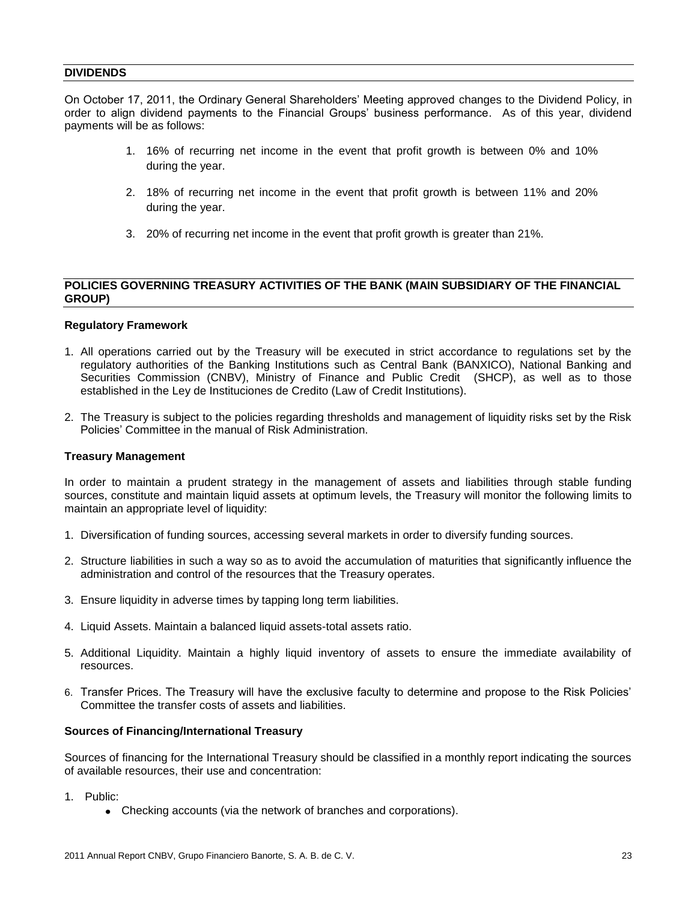## DIVIDENDS

On October 17, 2011, the Ordinary General Shareholders' Meeting approved changes to the Dividend Policy, in order to align dividend payments to the Financial Groups' business performance. As of this year, dividend payments will be as follows:

1. 16% of recurring net income in the event that profit growth is between 0% and 10% during the year.
2. 18% of recurring net income in the event that profit growth is between 11% and 20% during the year.
3. 20% of recurring net income in the event that profit growth is greater than 21%.

## POLICIES GOVERNING TREASURY ACTIVITIES OF THE BANK (MAIN SUBSIDIARY OF THE FINANCIAL GROUP)

### Regulatory Framework

1. All operations carried out by the Treasury will be executed in strict accordance to regulations set by the regulatory authorities of the Banking Institutions such as Central Bank (BANXICO), National Banking and Securities Commission (CNBV), Ministry of Finance and Public Credit (SHCP), as well as to those established in the Ley de Instituciones de Credito (Law of Credit Institutions).
2. The Treasury is subject to the policies regarding thresholds and management of liquidity risks set by the Risk Policies' Committee in the manual of Risk Administration.

### Treasury Management

In order to maintain a prudent strategy in the management of assets and liabilities through stable funding sources, constitute and maintain liquid assets at optimum levels, the Treasury will monitor the following limits to maintain an appropriate level of liquidity:

1. Diversification of funding sources, accessing several markets in order to diversify funding sources.
2. Structure liabilities in such a way so as to avoid the accumulation of maturities that significantly influence the administration and control of the resources that the Treasury operates.
3. Ensure liquidity in adverse times by tapping long term liabilities.
4. Liquid Assets. Maintain a balanced liquid assets-total assets ratio.
5. Additional Liquidity. Maintain a highly liquid inventory of assets to ensure the immediate availability of resources.
6. Transfer Prices. The Treasury will have the exclusive faculty to determine and propose to the Risk Policies' Committee the transfer costs of assets and liabilities.

### Sources of Financing/International Treasury

Sources of financing for the International Treasury should be classified in a monthly report indicating the sources of available resources, their use and concentration:

1. Public:
   - Checking accounts (via the network of branches and corporations).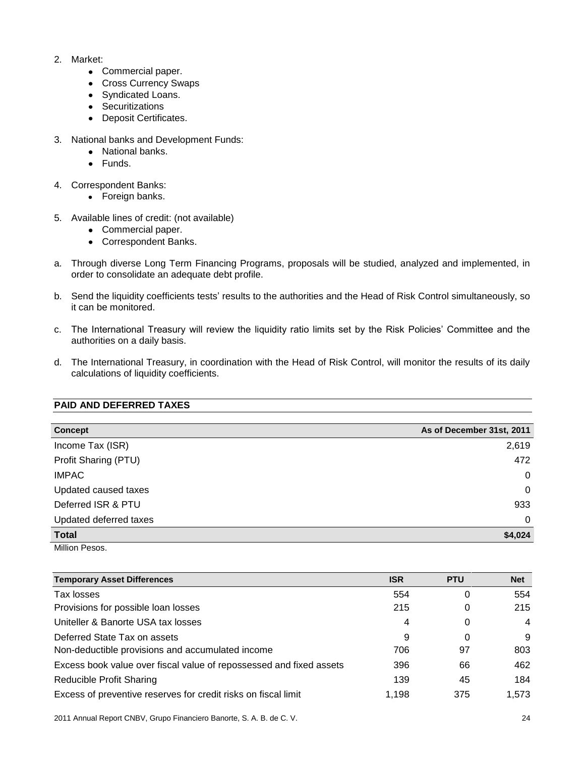2. Market:
   - Commercial paper.
   - Cross Currency Swaps
   - Syndicated Loans.
   - Securitizations
   - Deposit Certificates.

3. National banks and Development Funds:
   - National banks.
   - Funds.

4. Correspondent Banks:
   - Foreign banks.

5. Available lines of credit: (not available)
   - Commercial paper.
   - Correspondent Banks.

a. Through diverse Long Term Financing Programs, proposals will be studied, analyzed and implemented, in order to consolidate an adequate debt profile.

b. Send the liquidity coefficients tests' results to the authorities and the Head of Risk Control simultaneously, so it can be monitored.

c. The International Treasury will review the liquidity ratio limits set by the Risk Policies' Committee and the authorities on a daily basis.

d. The International Treasury, in coordination with the Head of Risk Control, will monitor the results of its daily calculations of liquidity coefficients.

## PAID AND DEFERRED TAXES

| Concept | As of December 31st, 2011 |
|---|---|
| Income Tax (ISR) | 2,619 |
| Profit Sharing (PTU) | 472 |
| IMPAC | 0 |
| Updated caused taxes | 0 |
| Deferred ISR & PTU | 933 |
| Updated deferred taxes | 0 |
| **Total** | **$4,024** |

Million Pesos.

| Temporary Asset Differences | ISR | PTU | Net |
|---|---|---|---|
| Tax losses | 554 | 0 | 554 |
| Provisions for possible loan losses | 215 | 0 | 215 |
| Uniteller & Banorte USA tax losses | 4 | 0 | 4 |
| Deferred State Tax on assets | 9 | 0 | 9 |
| Non-deductible provisions and accumulated income | 706 | 97 | 803 |
| Excess book value over fiscal value of repossessed and fixed assets | 396 | 66 | 462 |
| Reducible Profit Sharing | 139 | 45 | 184 |
| Excess of preventive reserves for credit risks on fiscal limit | 1,198 | 375 | 1,573 |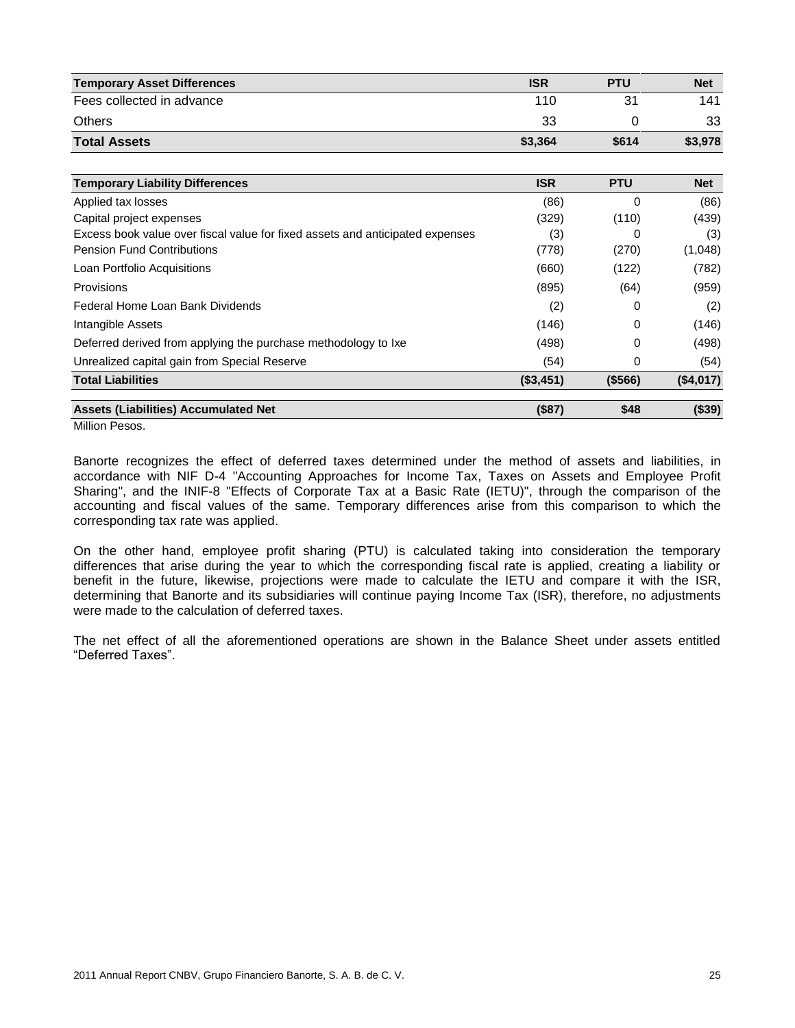| Temporary Asset Differences | ISR | PTU | Net |
|---|---|---|---|
| Fees collected in advance | 110 | 31 | 141 |
| Others | 33 | 0 | 33 |
| **Total Assets** | **$3,364** | **$614** | **$3,978** |

| Temporary Liability Differences | ISR | PTU | Net |
|---|---|---|---|
| Applied tax losses | (86) | 0 | (86) |
| Capital project expenses | (329) | (110) | (439) |
| Excess book value over fiscal value for fixed assets and anticipated expenses | (3) | 0 | (3) |
| Pension Fund Contributions | (778) | (270) | (1,048) |
| Loan Portfolio Acquisitions | (660) | (122) | (782) |
| Provisions | (895) | (64) | (959) |
| Federal Home Loan Bank Dividends | (2) | 0 | (2) |
| Intangible Assets | (146) | 0 | (146) |
| Deferred derived from applying the purchase methodology to Ixe | (498) | 0 | (498) |
| Unrealized capital gain from Special Reserve | (54) | 0 | (54) |
| **Total Liabilities** | **($3,451)** | **($566)** | **($4,017)** |
| | | | |
| **Assets (Liabilities) Accumulated Net** | **($87)** | **$48** | **($39)** |

Million Pesos.

Banorte recognizes the effect of deferred taxes determined under the method of assets and liabilities, in accordance with NIF D-4 "Accounting Approaches for Income Tax, Taxes on Assets and Employee Profit Sharing", and the INIF-8 "Effects of Corporate Tax at a Basic Rate (IETU)", through the comparison of the accounting and fiscal values of the same. Temporary differences arise from this comparison to which the corresponding tax rate was applied.

On the other hand, employee profit sharing (PTU) is calculated taking into consideration the temporary differences that arise during the year to which the corresponding fiscal rate is applied, creating a liability or benefit in the future, likewise, projections were made to calculate the IETU and compare it with the ISR, determining that Banorte and its subsidiaries will continue paying Income Tax (ISR), therefore, no adjustments were made to the calculation of deferred taxes.

The net effect of all the aforementioned operations are shown in the Balance Sheet under assets entitled "Deferred Taxes".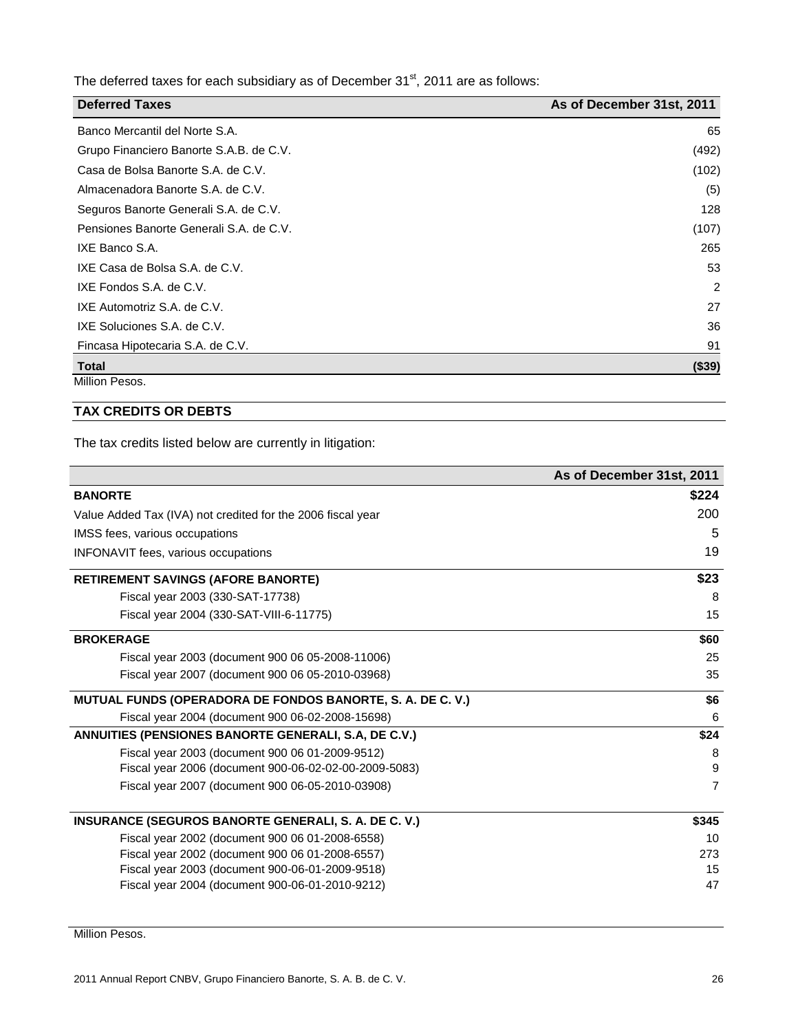The deferred taxes for each subsidiary as of December 31st, 2011 are as follows:

| Deferred Taxes | As of December 31st, 2011 |
|---|---|
| Banco Mercantil del Norte S.A. | 65 |
| Grupo Financiero Banorte S.A.B. de C.V. | (492) |
| Casa de Bolsa Banorte S.A. de C.V. | (102) |
| Almacenadora Banorte S.A. de C.V. | (5) |
| Seguros Banorte Generali S.A. de C.V. | 128 |
| Pensiones Banorte Generali S.A. de C.V. | (107) |
| IXE Banco S.A. | 265 |
| IXE Casa de Bolsa S.A. de C.V. | 53 |
| IXE Fondos S.A. de C.V. | 2 |
| IXE Automotriz S.A. de C.V. | 27 |
| IXE Soluciones S.A. de C.V. | 36 |
| Fincasa Hipotecaria S.A. de C.V. | 91 |
| **Total** | **($39)** |

Million Pesos.

## TAX CREDITS OR DEBTS

The tax credits listed below are currently in litigation:

| | As of December 31st, 2011 |
|---|---|
| **BANORTE** | **$224** |
| Value Added Tax (IVA) not credited for the 2006 fiscal year | 200 |
| IMSS fees, various occupations | 5 |
| INFONAVIT fees, various occupations | 19 |
| **RETIREMENT SAVINGS (AFORE BANORTE)** | **$23** |
| Fiscal year 2003 (330-SAT-17738) | 8 |
| Fiscal year 2004 (330-SAT-VIII-6-11775) | 15 |
| **BROKERAGE** | **$60** |
| Fiscal year 2003 (document 900 06 05-2008-11006) | 25 |
| Fiscal year 2007 (document 900 06 05-2010-03968) | 35 |
| **MUTUAL FUNDS (OPERADORA DE FONDOS BANORTE, S. A. DE C. V.)** | **$6** |
| Fiscal year 2004 (document 900 06-02-2008-15698) | 6 |
| **ANNUITIES (PENSIONES BANORTE GENERALI, S.A, DE C.V.)** | **$24** |
| Fiscal year 2003 (document 900 06 01-2009-9512) | 8 |
| Fiscal year 2006 (document 900-06-02-02-00-2009-5083) | 9 |
| Fiscal year 2007 (document 900 06-05-2010-03908) | 7 |
| **INSURANCE (SEGUROS BANORTE GENERALI, S. A. DE C. V.)** | **$345** |
| Fiscal year 2002 (document 900 06 01-2008-6558) | 10 |
| Fiscal year 2002 (document 900 06 01-2008-6557) | 273 |
| Fiscal year 2003 (document 900-06-01-2009-9518) | 15 |
| Fiscal year 2004 (document 900-06-01-2010-9212) | 47 |

Million Pesos.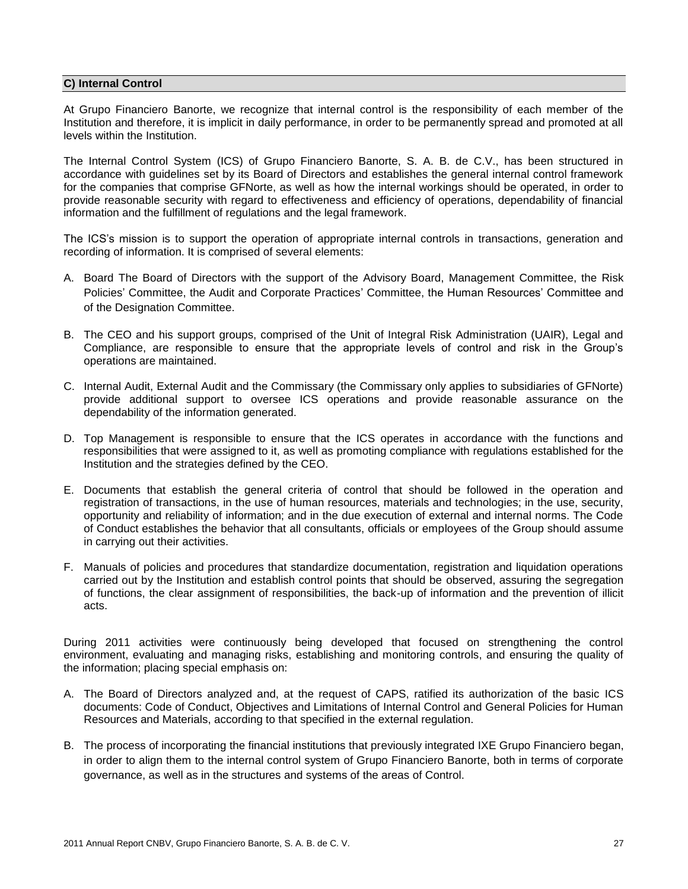## C) Internal Control

At Grupo Financiero Banorte, we recognize that internal control is the responsibility of each member of the Institution and therefore, it is implicit in daily performance, in order to be permanently spread and promoted at all levels within the Institution.

The Internal Control System (ICS) of Grupo Financiero Banorte, S. A. B. de C.V., has been structured in accordance with guidelines set by its Board of Directors and establishes the general internal control framework for the companies that comprise GFNorte, as well as how the internal workings should be operated, in order to provide reasonable security with regard to effectiveness and efficiency of operations, dependability of financial information and the fulfillment of regulations and the legal framework.

The ICS's mission is to support the operation of appropriate internal controls in transactions, generation and recording of information. It is comprised of several elements:

A. Board The Board of Directors with the support of the Advisory Board, Management Committee, the Risk Policies' Committee, the Audit and Corporate Practices' Committee, the Human Resources' Committee and of the Designation Committee.

B. The CEO and his support groups, comprised of the Unit of Integral Risk Administration (UAIR), Legal and Compliance, are responsible to ensure that the appropriate levels of control and risk in the Group's operations are maintained.

C. Internal Audit, External Audit and the Commissary (the Commissary only applies to subsidiaries of GFNorte) provide additional support to oversee ICS operations and provide reasonable assurance on the dependability of the information generated.

D. Top Management is responsible to ensure that the ICS operates in accordance with the functions and responsibilities that were assigned to it, as well as promoting compliance with regulations established for the Institution and the strategies defined by the CEO.

E. Documents that establish the general criteria of control that should be followed in the operation and registration of transactions, in the use of human resources, materials and technologies; in the use, security, opportunity and reliability of information; and in the due execution of external and internal norms. The Code of Conduct establishes the behavior that all consultants, officials or employees of the Group should assume in carrying out their activities.

F. Manuals of policies and procedures that standardize documentation, registration and liquidation operations carried out by the Institution and establish control points that should be observed, assuring the segregation of functions, the clear assignment of responsibilities, the back-up of information and the prevention of illicit acts.

During 2011 activities were continuously being developed that focused on strengthening the control environment, evaluating and managing risks, establishing and monitoring controls, and ensuring the quality of the information; placing special emphasis on:

A. The Board of Directors analyzed and, at the request of CAPS, ratified its authorization of the basic ICS documents: Code of Conduct, Objectives and Limitations of Internal Control and General Policies for Human Resources and Materials, according to that specified in the external regulation.

B. The process of incorporating the financial institutions that previously integrated IXE Grupo Financiero began, in order to align them to the internal control system of Grupo Financiero Banorte, both in terms of corporate governance, as well as in the structures and systems of the areas of Control.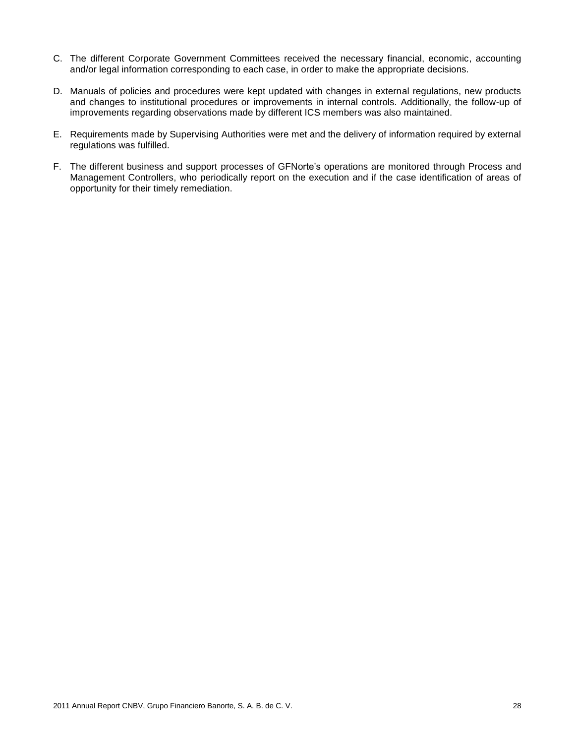C. The different Corporate Government Committees received the necessary financial, economic, accounting and/or legal information corresponding to each case, in order to make the appropriate decisions.

D. Manuals of policies and procedures were kept updated with changes in external regulations, new products and changes to institutional procedures or improvements in internal controls. Additionally, the follow-up of improvements regarding observations made by different ICS members was also maintained.

E. Requirements made by Supervising Authorities were met and the delivery of information required by external regulations was fulfilled.

F. The different business and support processes of GFNorte's operations are monitored through Process and Management Controllers, who periodically report on the execution and if the case identification of areas of opportunity for their timely remediation.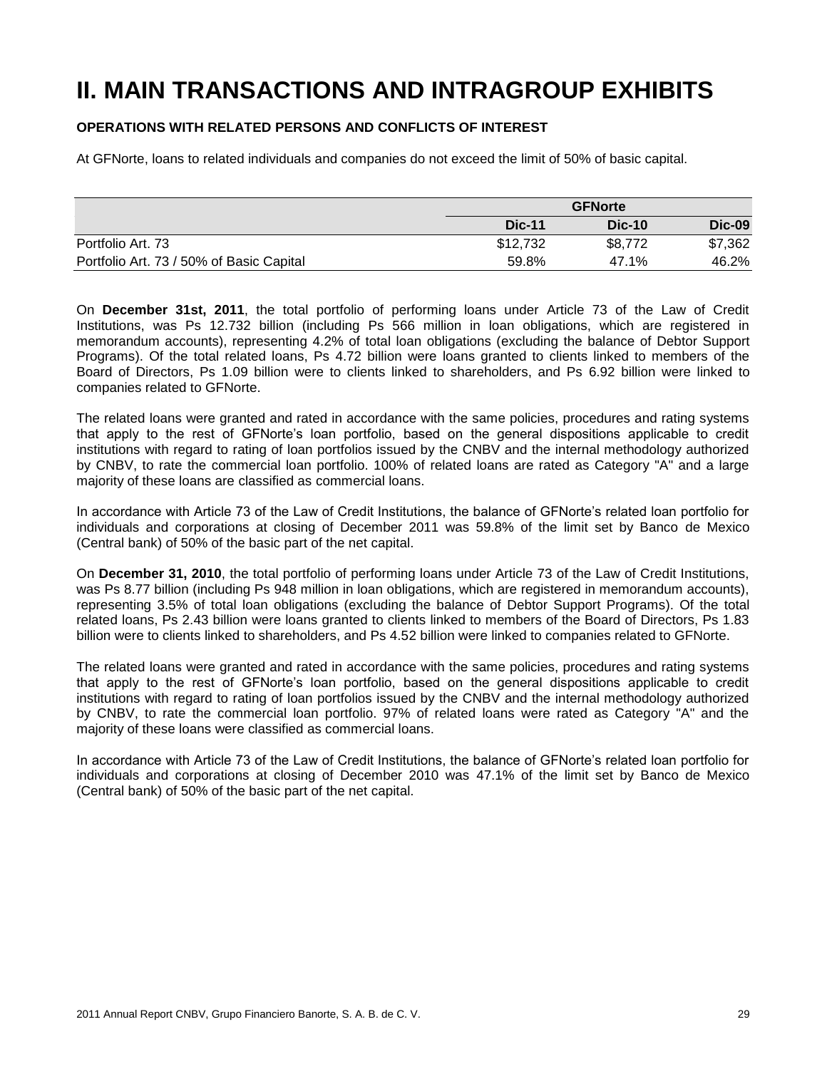# II. MAIN TRANSACTIONS AND INTRAGROUP EXHIBITS

### OPERATIONS WITH RELATED PERSONS AND CONFLICTS OF INTEREST

At GFNorte, loans to related individuals and companies do not exceed the limit of 50% of basic capital.

| | GFNorte | | |
|---|---|---|---|
| | **Dic-11** | **Dic-10** | **Dic-09** |
| Portfolio Art. 73 | $12,732 | $8,772 | $7,362 |
| Portfolio Art. 73 / 50% of Basic Capital | 59.8% | 47.1% | 46.2% |

On **December 31st, 2011**, the total portfolio of performing loans under Article 73 of the Law of Credit Institutions, was Ps 12.732 billion (including Ps 566 million in loan obligations, which are registered in memorandum accounts), representing 4.2% of total loan obligations (excluding the balance of Debtor Support Programs). Of the total related loans, Ps 4.72 billion were loans granted to clients linked to members of the Board of Directors, Ps 1.09 billion were to clients linked to shareholders, and Ps 6.92 billion were linked to companies related to GFNorte.

The related loans were granted and rated in accordance with the same policies, procedures and rating systems that apply to the rest of GFNorte's loan portfolio, based on the general dispositions applicable to credit institutions with regard to rating of loan portfolios issued by the CNBV and the internal methodology authorized by CNBV, to rate the commercial loan portfolio. 100% of related loans are rated as Category "A" and a large majority of these loans are classified as commercial loans.

In accordance with Article 73 of the Law of Credit Institutions, the balance of GFNorte's related loan portfolio for individuals and corporations at closing of December 2011 was 59.8% of the limit set by Banco de Mexico (Central bank) of 50% of the basic part of the net capital.

On **December 31, 2010**, the total portfolio of performing loans under Article 73 of the Law of Credit Institutions, was Ps 8.77 billion (including Ps 948 million in loan obligations, which are registered in memorandum accounts), representing 3.5% of total loan obligations (excluding the balance of Debtor Support Programs). Of the total related loans, Ps 2.43 billion were loans granted to clients linked to members of the Board of Directors, Ps 1.83 billion were to clients linked to shareholders, and Ps 4.52 billion were linked to companies related to GFNorte.

The related loans were granted and rated in accordance with the same policies, procedures and rating systems that apply to the rest of GFNorte's loan portfolio, based on the general dispositions applicable to credit institutions with regard to rating of loan portfolios issued by the CNBV and the internal methodology authorized by CNBV, to rate the commercial loan portfolio. 97% of related loans were rated as Category "A" and the majority of these loans were classified as commercial loans.

In accordance with Article 73 of the Law of Credit Institutions, the balance of GFNorte's related loan portfolio for individuals and corporations at closing of December 2010 was 47.1% of the limit set by Banco de Mexico (Central bank) of 50% of the basic part of the net capital.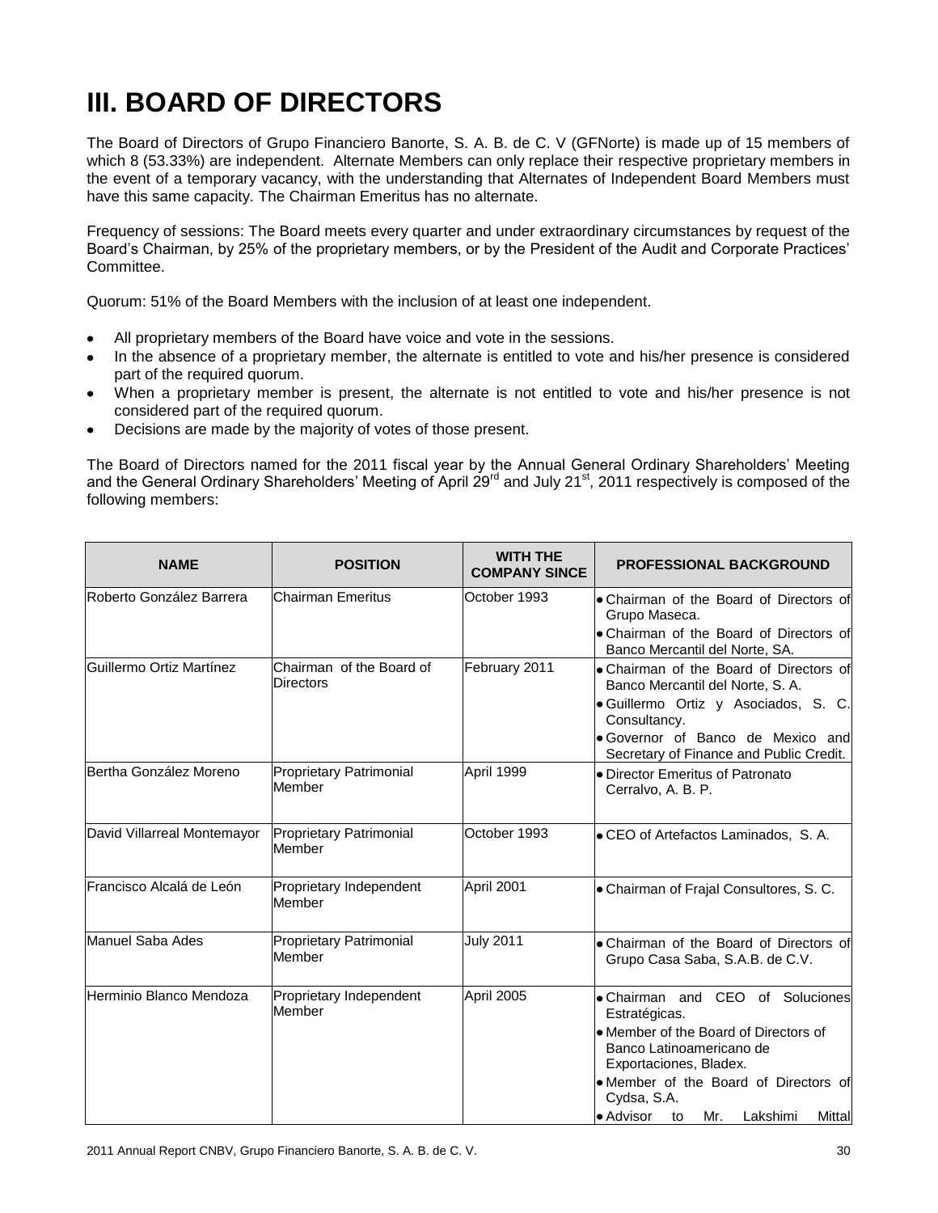# III. BOARD OF DIRECTORS

The Board of Directors of Grupo Financiero Banorte, S. A. B. de C. V (GFNorte) is made up of 15 members of which 8 (53.33%) are independent. Alternate Members can only replace their respective proprietary members in the event of a temporary vacancy, with the understanding that Alternates of Independent Board Members must have this same capacity. The Chairman Emeritus has no alternate.

Frequency of sessions: The Board meets every quarter and under extraordinary circumstances by request of the Board's Chairman, by 25% of the proprietary members, or by the President of the Audit and Corporate Practices' Committee.

Quorum: 51% of the Board Members with the inclusion of at least one independent.

- All proprietary members of the Board have voice and vote in the sessions.
- In the absence of a proprietary member, the alternate is entitled to vote and his/her presence is considered part of the required quorum.
- When a proprietary member is present, the alternate is not entitled to vote and his/her presence is not considered part of the required quorum.
- Decisions are made by the majority of votes of those present.

The Board of Directors named for the 2011 fiscal year by the Annual General Ordinary Shareholders' Meeting and the General Ordinary Shareholders' Meeting of April 29rd and July 21st, 2011 respectively is composed of the following members:

| NAME | POSITION | WITH THE COMPANY SINCE | PROFESSIONAL BACKGROUND |
|---|---|---|---|
| Roberto González Barrera | Chairman Emeritus | October 1993 | • Chairman of the Board of Directors of Grupo Maseca.<br>• Chairman of the Board of Directors of Banco Mercantil del Norte, SA. |
| Guillermo Ortiz Martínez | Chairman of the Board of Directors | February 2011 | • Chairman of the Board of Directors of Banco Mercantil del Norte, S. A.<br>• Guillermo Ortiz y Asociados, S. C. Consultancy.<br>• Governor of Banco de Mexico and Secretary of Finance and Public Credit. |
| Bertha González Moreno | Proprietary Patrimonial Member | April 1999 | • Director Emeritus of Patronato Cerralvo, A. B. P. |
| David Villarreal Montemayor | Proprietary Patrimonial Member | October 1993 | • CEO of Artefactos Laminados, S. A. |
| Francisco Alcalá de León | Proprietary Independent Member | April 2001 | • Chairman of Frajal Consultores, S. C. |
| Manuel Saba Ades | Proprietary Patrimonial Member | July 2011 | • Chairman of the Board of Directors of Grupo Casa Saba, S.A.B. de C.V. |
| Herminio Blanco Mendoza | Proprietary Independent Member | April 2005 | • Chairman and CEO of Soluciones Estratégicas.<br>• Member of the Board of Directors of Banco Latinoamericano de Exportaciones, Bladex.<br>• Member of the Board of Directors of Cydsa, S.A.<br>• Advisor to Mr. Lakshimi Mittal |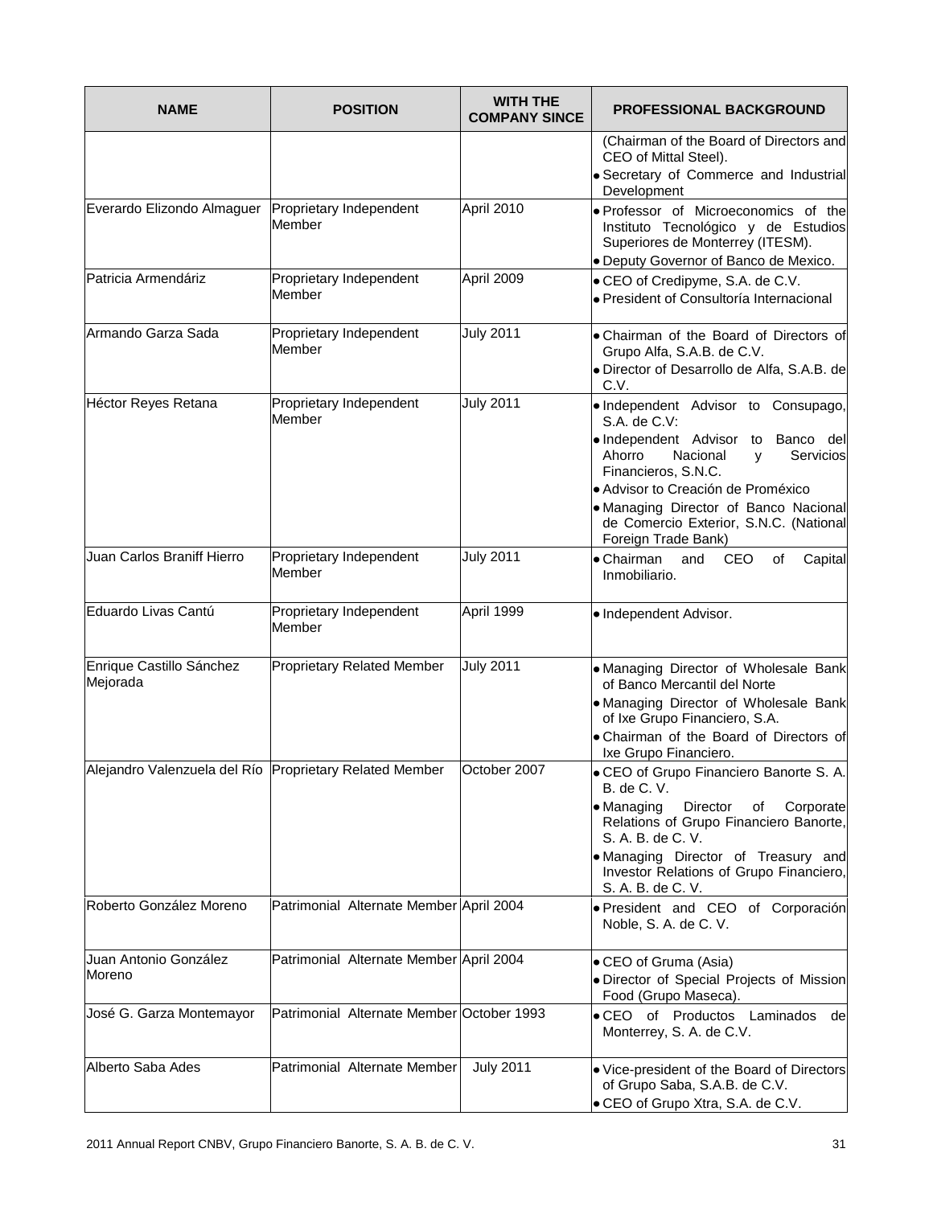| NAME | POSITION | WITH THE COMPANY SINCE | PROFESSIONAL BACKGROUND |
|---|---|---|---|
| | | | (Chairman of the Board of Directors and CEO of Mittal Steel).<br>• Secretary of Commerce and Industrial Development |
| Everardo Elizondo Almaguer | Proprietary Independent Member | April 2010 | • Professor of Microeconomics of the Instituto Tecnológico y de Estudios Superiores de Monterrey (ITESM).<br>• Deputy Governor of Banco de Mexico. |
| Patricia Armendáriz | Proprietary Independent Member | April 2009 | • CEO of Credipyme, S.A. de C.V.<br>• President of Consultoría Internacional |
| Armando Garza Sada | Proprietary Independent Member | July 2011 | • Chairman of the Board of Directors of Grupo Alfa, S.A.B. de C.V.<br>• Director of Desarrollo de Alfa, S.A.B. de C.V. |
| Héctor Reyes Retana | Proprietary Independent Member | July 2011 | • Independent Advisor to Consupago, S.A. de C.V:<br>• Independent Advisor to Banco del Ahorro Nacional y Servicios Financieros, S.N.C.<br>• Advisor to Creación de Proméxico<br>• Managing Director of Banco Nacional de Comercio Exterior, S.N.C. (National Foreign Trade Bank) |
| Juan Carlos Braniff Hierro | Proprietary Independent Member | July 2011 | • Chairman and CEO of Capital Inmobiliario. |
| Eduardo Livas Cantú | Proprietary Independent Member | April 1999 | • Independent Advisor. |
| Enrique Castillo Sánchez Mejorada | Proprietary Related Member | July 2011 | • Managing Director of Wholesale Bank of Banco Mercantil del Norte<br>• Managing Director of Wholesale Bank of Ixe Grupo Financiero, S.A.<br>• Chairman of the Board of Directors of Ixe Grupo Financiero. |
| Alejandro Valenzuela del Río | Proprietary Related Member | October 2007 | • CEO of Grupo Financiero Banorte S. A. B. de C. V.<br>• Managing Director of Corporate Relations of Grupo Financiero Banorte, S. A. B. de C. V.<br>• Managing Director of Treasury and Investor Relations of Grupo Financiero, S. A. B. de C. V. |
| Roberto González Moreno | Patrimonial Alternate Member | April 2004 | • President and CEO of Corporación Noble, S. A. de C. V. |
| Juan Antonio González Moreno | Patrimonial Alternate Member | April 2004 | • CEO of Gruma (Asia)<br>• Director of Special Projects of Mission Food (Grupo Maseca). |
| José G. Garza Montemayor | Patrimonial Alternate Member | October 1993 | • CEO of Productos Laminados de Monterrey, S. A. de C.V. |
| Alberto Saba Ades | Patrimonial Alternate Member | July 2011 | • Vice-president of the Board of Directors of Grupo Saba, S.A.B. de C.V.<br>• CEO of Grupo Xtra, S.A. de C.V. |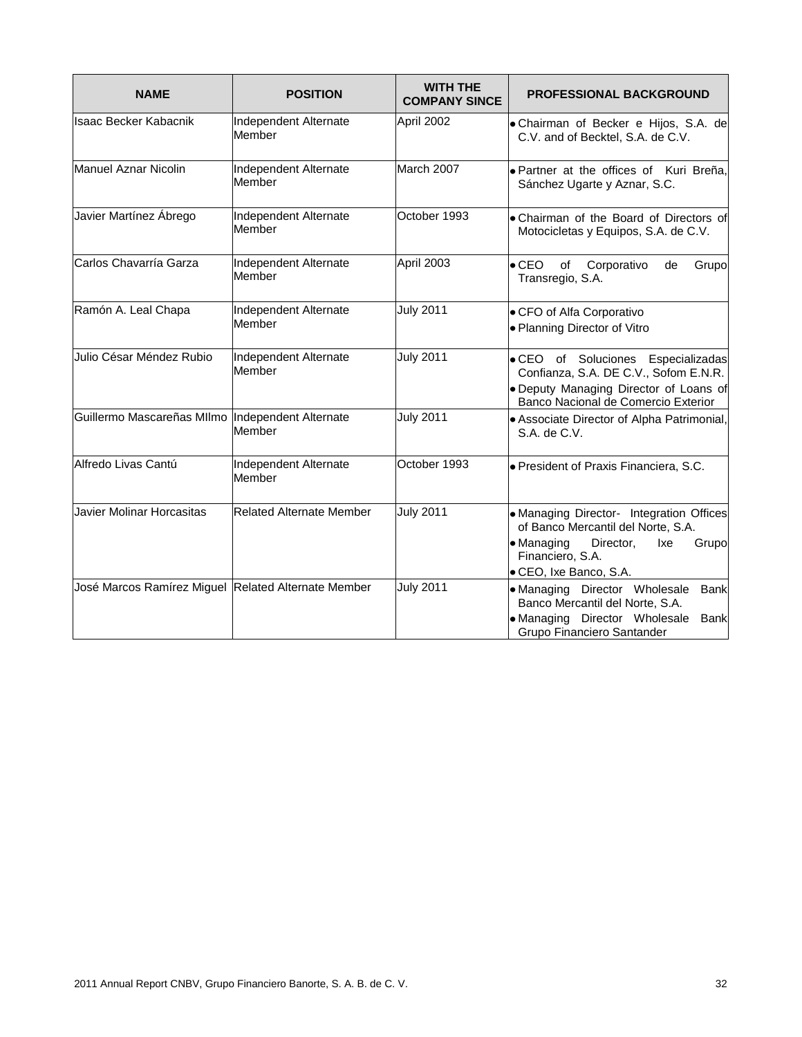| NAME | POSITION | WITH THE COMPANY SINCE | PROFESSIONAL BACKGROUND |
|---|---|---|---|
| Isaac Becker Kabacnik | Independent Alternate Member | April 2002 | • Chairman of Becker e Hijos, S.A. de C.V. and of Becktel, S.A. de C.V. |
| Manuel Aznar Nicolin | Independent Alternate Member | March 2007 | • Partner at the offices of Kuri Breña, Sánchez Ugarte y Aznar, S.C. |
| Javier Martínez Ábrego | Independent Alternate Member | October 1993 | • Chairman of the Board of Directors of Motocicletas y Equipos, S.A. de C.V. |
| Carlos Chavarría Garza | Independent Alternate Member | April 2003 | • CEO of Corporativo de Grupo Transregio, S.A. |
| Ramón A. Leal Chapa | Independent Alternate Member | July 2011 | • CFO of Alfa Corporativo<br>• Planning Director of Vitro |
| Julio César Méndez Rubio | Independent Alternate Member | July 2011 | • CEO of Soluciones Especializadas Confianza, S.A. DE C.V., Sofom E.N.R.<br>• Deputy Managing Director of Loans of Banco Nacional de Comercio Exterior |
| Guillermo Mascareñas Mllmo | Independent Alternate Member | July 2011 | • Associate Director of Alpha Patrimonial, S.A. de C.V. |
| Alfredo Livas Cantú | Independent Alternate Member | October 1993 | • President of Praxis Financiera, S.C. |
| Javier Molinar Horcasitas | Related Alternate Member | July 2011 | • Managing Director- Integration Offices of Banco Mercantil del Norte, S.A.<br>• Managing Director, Ixe Grupo Financiero, S.A.<br>• CEO, Ixe Banco, S.A. |
| José Marcos Ramírez Miguel | Related Alternate Member | July 2011 | • Managing Director Wholesale Bank Banco Mercantil del Norte, S.A.<br>• Managing Director Wholesale Bank Grupo Financiero Santander |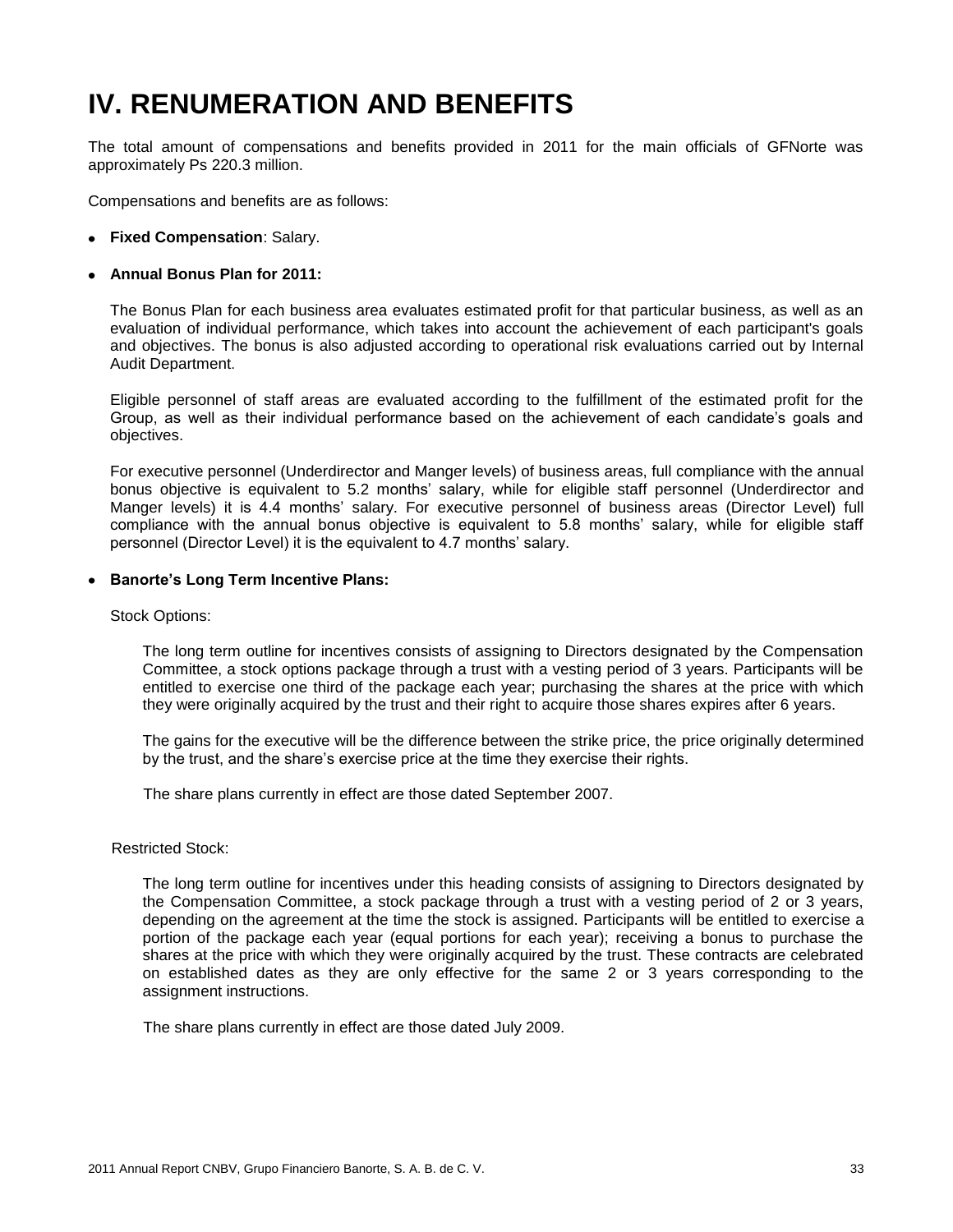# IV. RENUMERATION AND BENEFITS

The total amount of compensations and benefits provided in 2011 for the main officials of GFNorte was approximately Ps 220.3 million.

Compensations and benefits are as follows:

- **Fixed Compensation**: Salary.

- **Annual Bonus Plan for 2011:**

  The Bonus Plan for each business area evaluates estimated profit for that particular business, as well as an evaluation of individual performance, which takes into account the achievement of each participant's goals and objectives. The bonus is also adjusted according to operational risk evaluations carried out by Internal Audit Department.

  Eligible personnel of staff areas are evaluated according to the fulfillment of the estimated profit for the Group, as well as their individual performance based on the achievement of each candidate's goals and objectives.

  For executive personnel (Underdirector and Manger levels) of business areas, full compliance with the annual bonus objective is equivalent to 5.2 months' salary, while for eligible staff personnel (Underdirector and Manger levels) it is 4.4 months' salary. For executive personnel of business areas (Director Level) full compliance with the annual bonus objective is equivalent to 5.8 months' salary, while for eligible staff personnel (Director Level) it is the equivalent to 4.7 months' salary.

- **Banorte's Long Term Incentive Plans:**

  Stock Options:

  The long term outline for incentives consists of assigning to Directors designated by the Compensation Committee, a stock options package through a trust with a vesting period of 3 years. Participants will be entitled to exercise one third of the package each year; purchasing the shares at the price with which they were originally acquired by the trust and their right to acquire those shares expires after 6 years.

  The gains for the executive will be the difference between the strike price, the price originally determined by the trust, and the share's exercise price at the time they exercise their rights.

  The share plans currently in effect are those dated September 2007.

  Restricted Stock:

  The long term outline for incentives under this heading consists of assigning to Directors designated by the Compensation Committee, a stock package through a trust with a vesting period of 2 or 3 years, depending on the agreement at the time the stock is assigned. Participants will be entitled to exercise a portion of the package each year (equal portions for each year); receiving a bonus to purchase the shares at the price with which they were originally acquired by the trust. These contracts are celebrated on established dates as they are only effective for the same 2 or 3 years corresponding to the assignment instructions.

  The share plans currently in effect are those dated July 2009.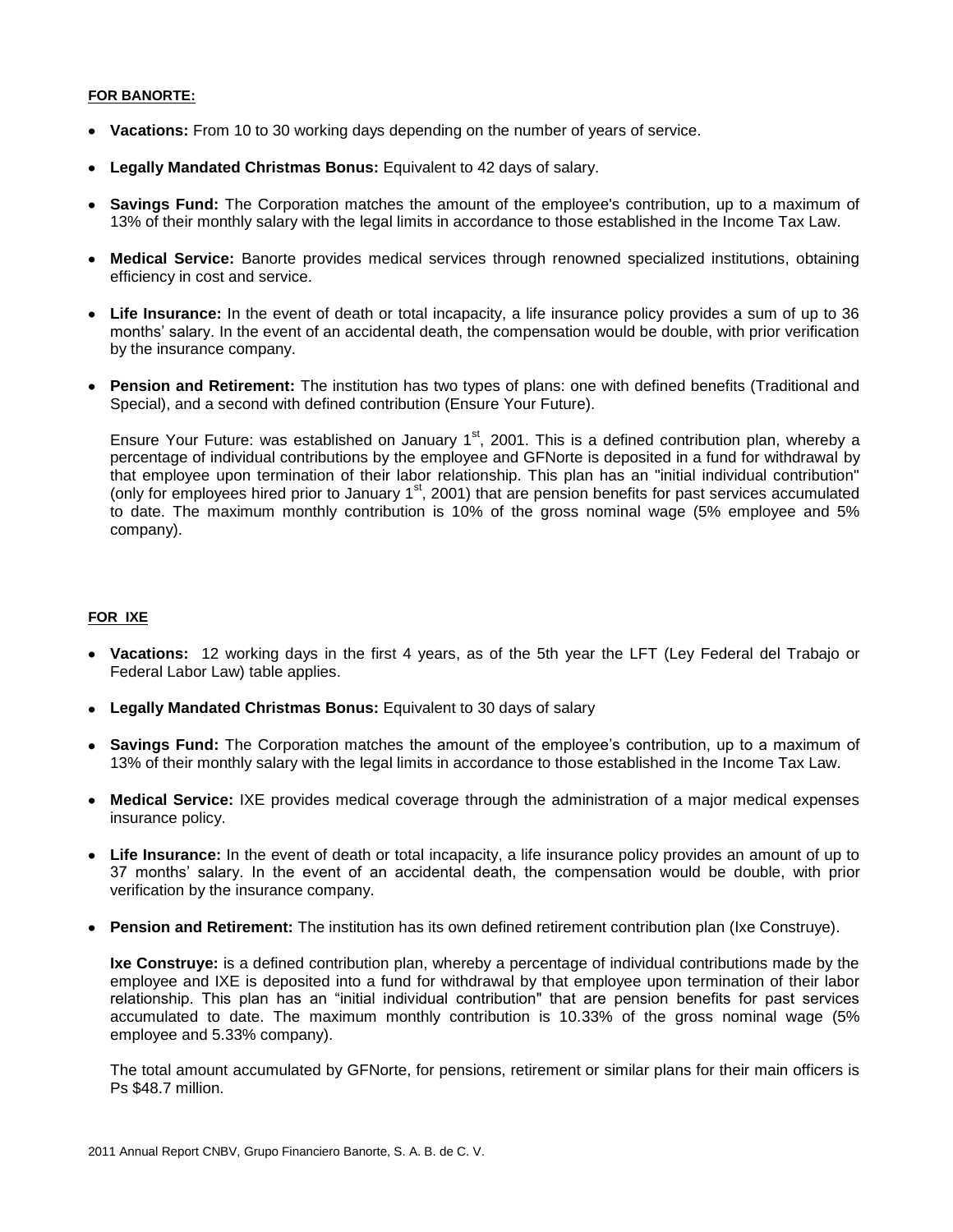**FOR BANORTE:**

- **Vacations:** From 10 to 30 working days depending on the number of years of service.
- **Legally Mandated Christmas Bonus:** Equivalent to 42 days of salary.
- **Savings Fund:** The Corporation matches the amount of the employee's contribution, up to a maximum of 13% of their monthly salary with the legal limits in accordance to those established in the Income Tax Law.
- **Medical Service:** Banorte provides medical services through renowned specialized institutions, obtaining efficiency in cost and service.
- **Life Insurance:** In the event of death or total incapacity, a life insurance policy provides a sum of up to 36 months' salary. In the event of an accidental death, the compensation would be double, with prior verification by the insurance company.
- **Pension and Retirement:** The institution has two types of plans: one with defined benefits (Traditional and Special), and a second with defined contribution (Ensure Your Future).

  Ensure Your Future: was established on January 1st, 2001. This is a defined contribution plan, whereby a percentage of individual contributions by the employee and GFNorte is deposited in a fund for withdrawal by that employee upon termination of their labor relationship. This plan has an "initial individual contribution" (only for employees hired prior to January 1st, 2001) that are pension benefits for past services accumulated to date. The maximum monthly contribution is 10% of the gross nominal wage (5% employee and 5% company).

**FOR IXE**

- **Vacations:** 12 working days in the first 4 years, as of the 5th year the LFT (Ley Federal del Trabajo or Federal Labor Law) table applies.
- **Legally Mandated Christmas Bonus:** Equivalent to 30 days of salary
- **Savings Fund:** The Corporation matches the amount of the employee's contribution, up to a maximum of 13% of their monthly salary with the legal limits in accordance to those established in the Income Tax Law.
- **Medical Service:** IXE provides medical coverage through the administration of a major medical expenses insurance policy.
- **Life Insurance:** In the event of death or total incapacity, a life insurance policy provides an amount of up to 37 months' salary. In the event of an accidental death, the compensation would be double, with prior verification by the insurance company.
- **Pension and Retirement:** The institution has its own defined retirement contribution plan (Ixe Construye).

  **Ixe Construye:** is a defined contribution plan, whereby a percentage of individual contributions made by the employee and IXE is deposited into a fund for withdrawal by that employee upon termination of their labor relationship. This plan has an "initial individual contribution" that are pension benefits for past services accumulated to date. The maximum monthly contribution is 10.33% of the gross nominal wage (5% employee and 5.33% company).

  The total amount accumulated by GFNorte, for pensions, retirement or similar plans for their main officers is Ps $48.7 million.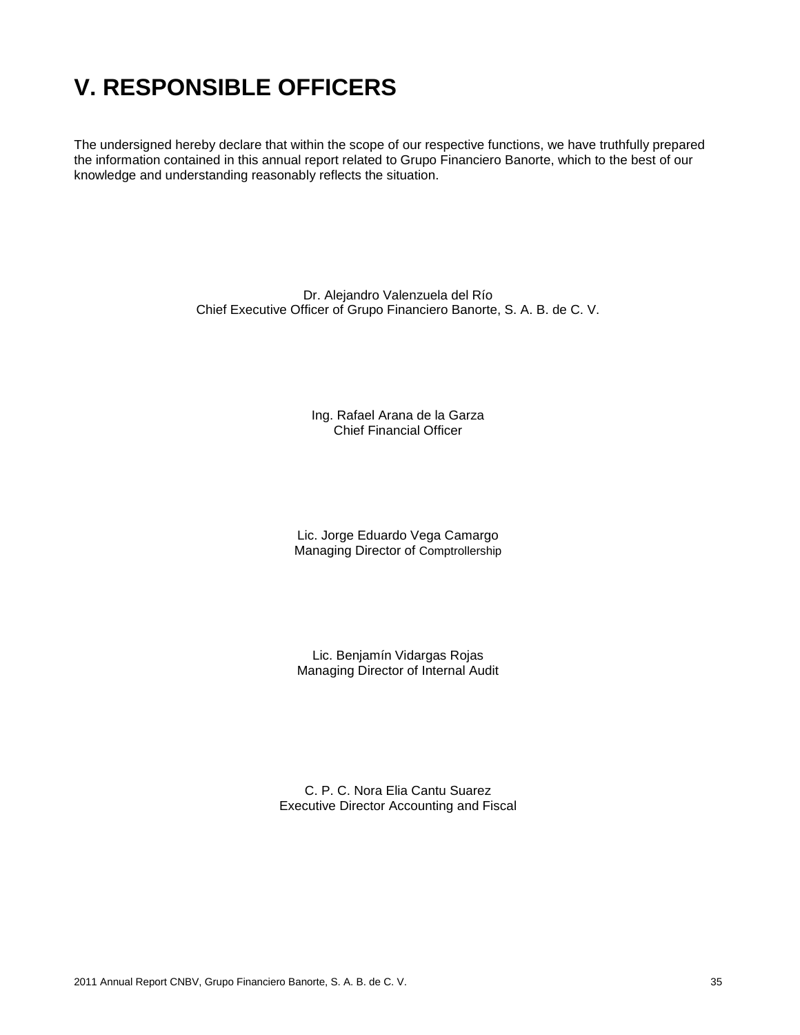# V. RESPONSIBLE OFFICERS

The undersigned hereby declare that within the scope of our respective functions, we have truthfully prepared the information contained in this annual report related to Grupo Financiero Banorte, which to the best of our knowledge and understanding reasonably reflects the situation.

Dr. Alejandro Valenzuela del Río
Chief Executive Officer of Grupo Financiero Banorte, S. A. B. de C. V.

Ing. Rafael Arana de la Garza
Chief Financial Officer

Lic. Jorge Eduardo Vega Camargo
Managing Director of Comptrollership

Lic. Benjamín Vidargas Rojas
Managing Director of Internal Audit

C. P. C. Nora Elia Cantu Suarez
Executive Director Accounting and Fiscal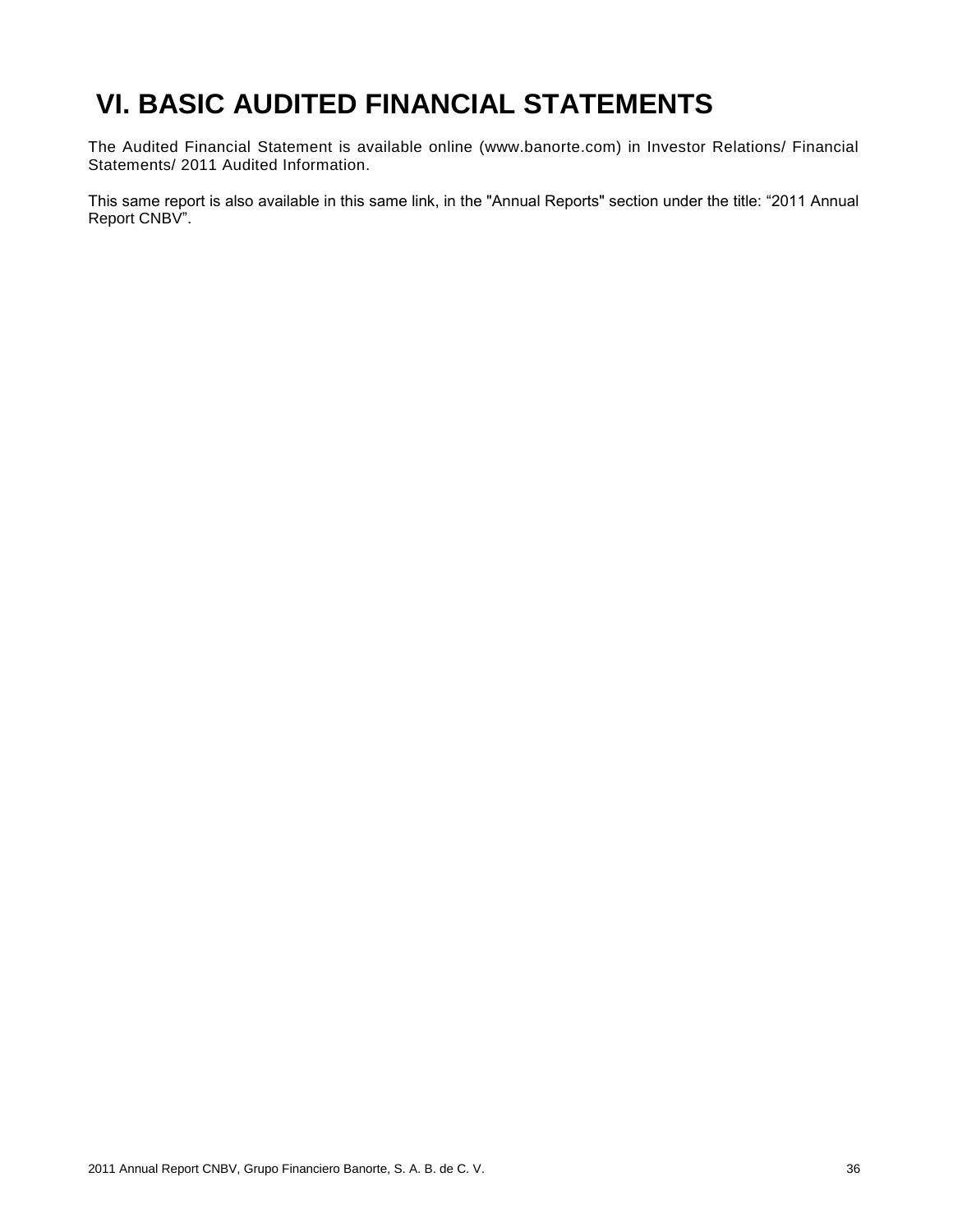# VI. BASIC AUDITED FINANCIAL STATEMENTS

The Audited Financial Statement is available online (www.banorte.com) in Investor Relations/ Financial Statements/ 2011 Audited Information.

This same report is also available in this same link, in the "Annual Reports" section under the title: "2011 Annual Report CNBV".